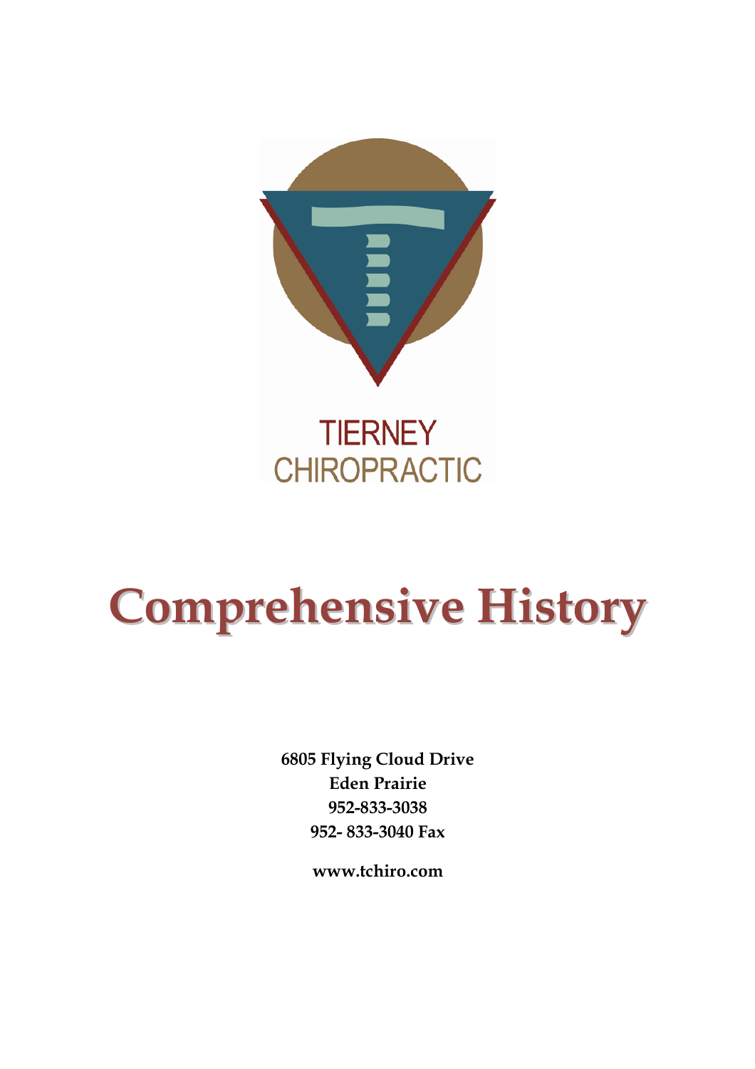TIERNEY CHIROPRACTIC

# Comprehensive History

**6805 Flying Cloud Drive**
**Eden Prairie**
**952-833-3038**
**952- 833-3040 Fax**

**www.tchiro.com**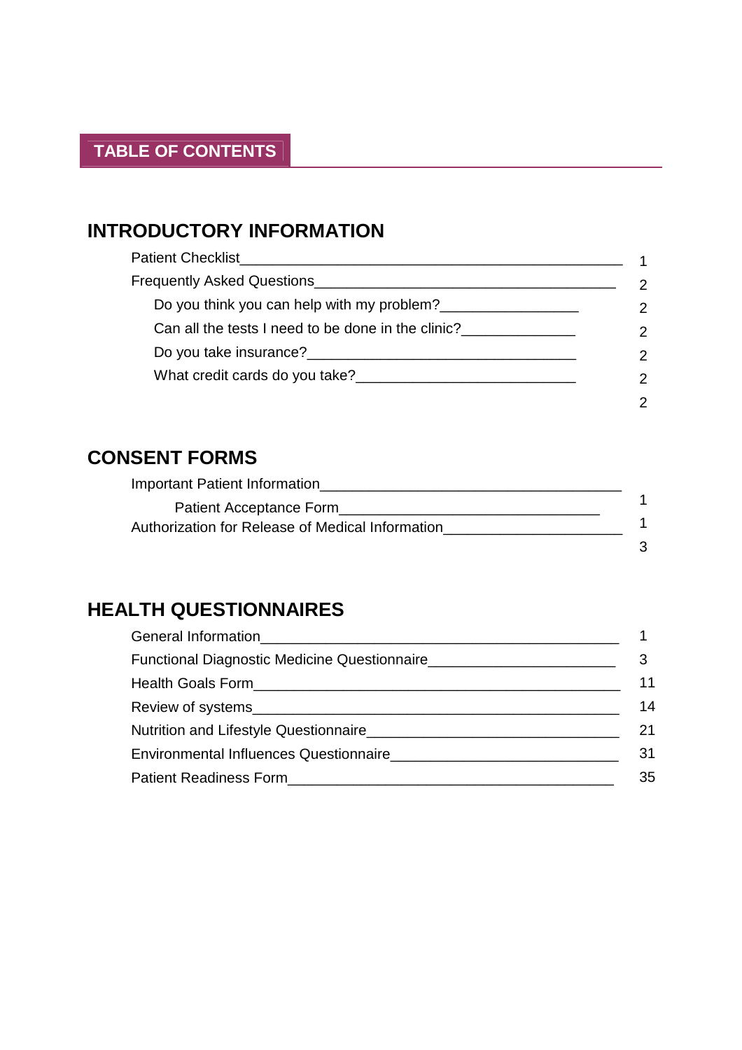# TABLE OF CONTENTS

## INTRODUCTORY INFORMATION

Patient Checklist________________________________________________ 1

Frequently Asked Questions______________________________________ 2

Do you think you can help with my problem?_________________ 2

Can all the tests I need to be done in the clinic?______________ 2

Do you take insurance?__________________________________ 2

What credit cards do you take?___________________________ 2

2

## CONSENT FORMS

Important Patient Information_____________________________________

Patient Acceptance Form_________________________________ 1

Authorization for Release of Medical Information_____________________ 1

3

## HEALTH QUESTIONNAIRES

General Information_____________________________________________ 1

Functional Diagnostic Medicine Questionnaire________________________ 3

Health Goals Form_______________________________________________ 11

Review of systems_______________________________________________ 14

Nutrition and Lifestyle Questionnaire_______________________________ 21

Environmental Influences Questionnaire____________________________ 31

Patient Readiness Form__________________________________________ 35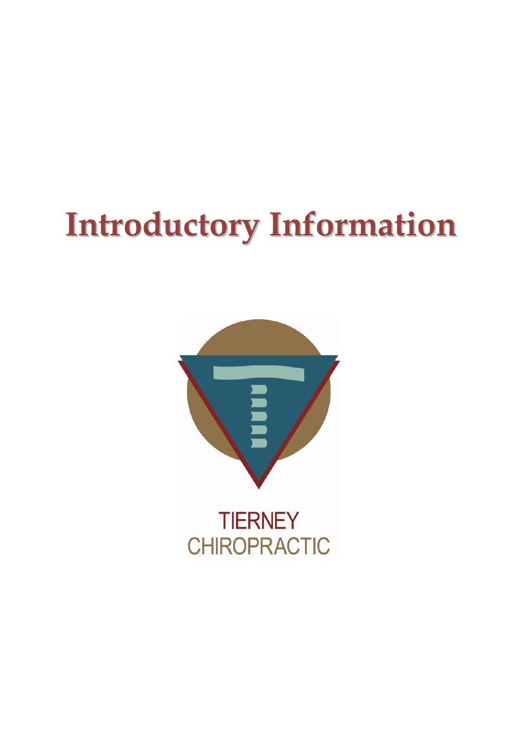# Introductory Information

TIERNEY
CHIROPRACTIC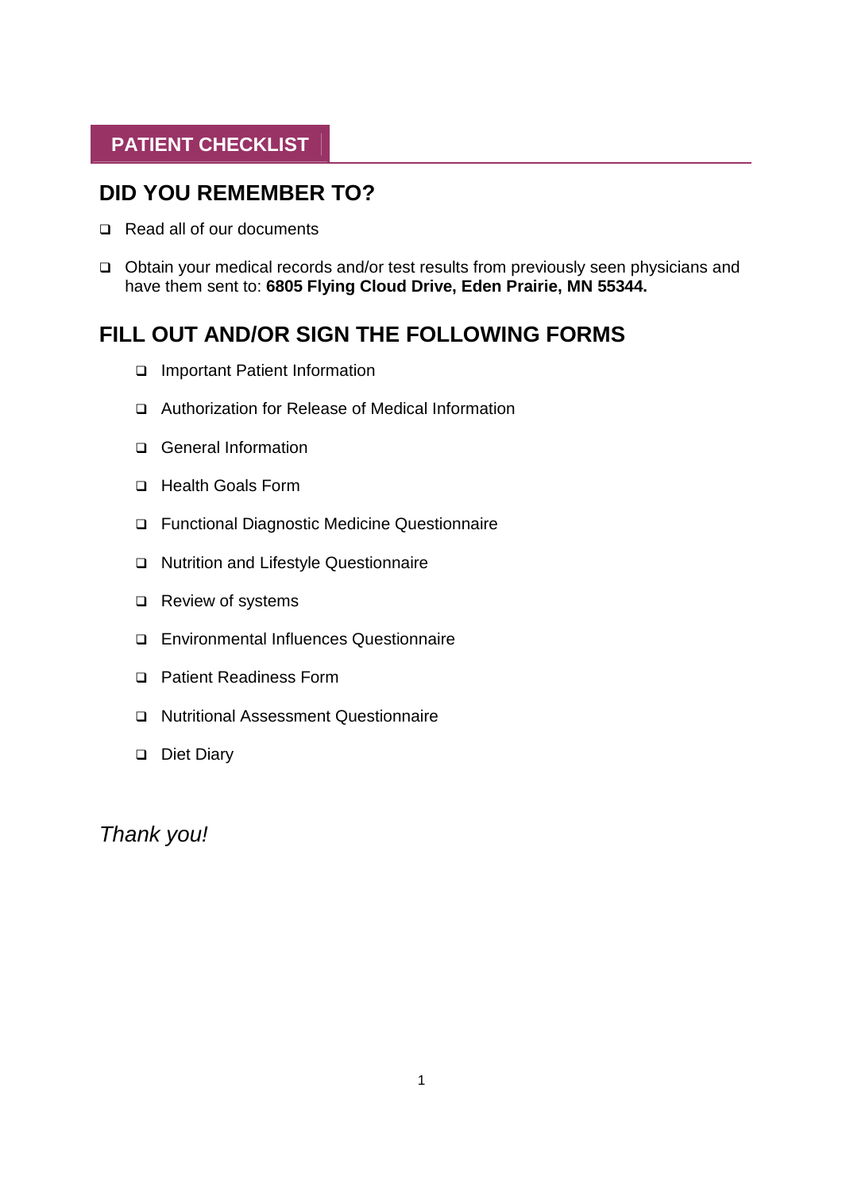## PATIENT CHECKLIST

## DID YOU REMEMBER TO?

- ❑ Read all of our documents
- ❑ Obtain your medical records and/or test results from previously seen physicians and have them sent to: **6805 Flying Cloud Drive, Eden Prairie, MN 55344.**

## FILL OUT AND/OR SIGN THE FOLLOWING FORMS

- ❑ Important Patient Information
- ❑ Authorization for Release of Medical Information
- ❑ General Information
- ❑ Health Goals Form
- ❑ Functional Diagnostic Medicine Questionnaire
- ❑ Nutrition and Lifestyle Questionnaire
- ❑ Review of systems
- ❑ Environmental Influences Questionnaire
- ❑ Patient Readiness Form
- ❑ Nutritional Assessment Questionnaire
- ❑ Diet Diary

*Thank you!*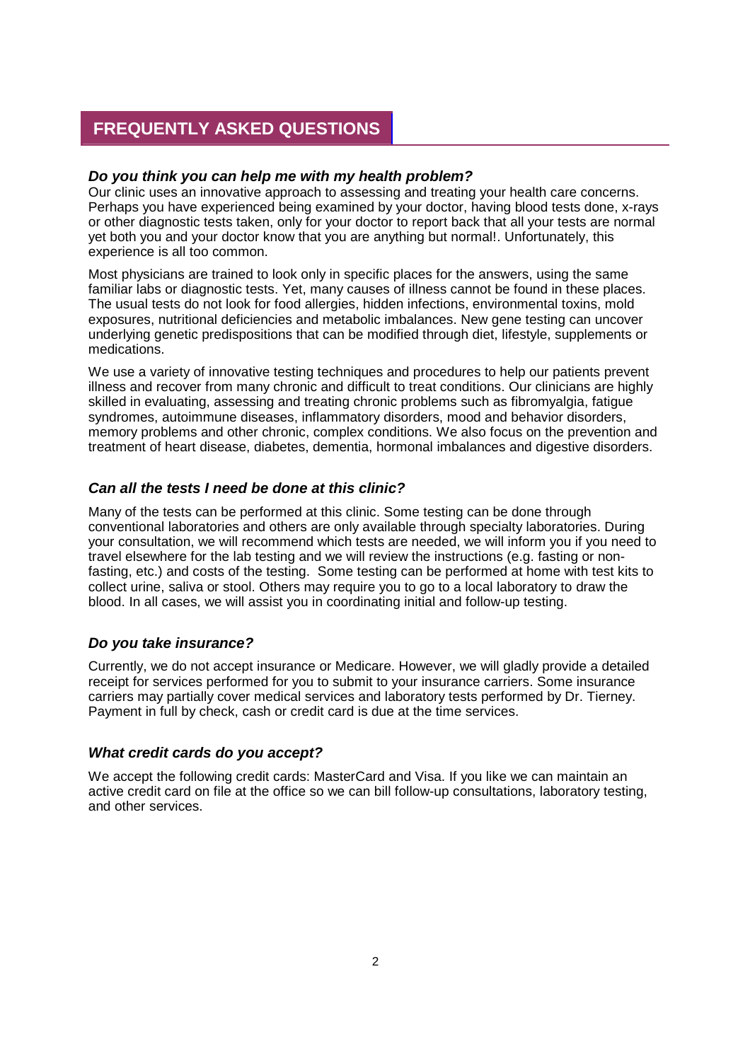## FREQUENTLY ASKED QUESTIONS

### *Do you think you can help me with my health problem?*

Our clinic uses an innovative approach to assessing and treating your health care concerns. Perhaps you have experienced being examined by your doctor, having blood tests done, x-rays or other diagnostic tests taken, only for your doctor to report back that all your tests are normal yet both you and your doctor know that you are anything but normal!. Unfortunately, this experience is all too common.

Most physicians are trained to look only in specific places for the answers, using the same familiar labs or diagnostic tests. Yet, many causes of illness cannot be found in these places. The usual tests do not look for food allergies, hidden infections, environmental toxins, mold exposures, nutritional deficiencies and metabolic imbalances. New gene testing can uncover underlying genetic predispositions that can be modified through diet, lifestyle, supplements or medications.

We use a variety of innovative testing techniques and procedures to help our patients prevent illness and recover from many chronic and difficult to treat conditions. Our clinicians are highly skilled in evaluating, assessing and treating chronic problems such as fibromyalgia, fatigue syndromes, autoimmune diseases, inflammatory disorders, mood and behavior disorders, memory problems and other chronic, complex conditions. We also focus on the prevention and treatment of heart disease, diabetes, dementia, hormonal imbalances and digestive disorders.

### *Can all the tests I need be done at this clinic?*

Many of the tests can be performed at this clinic. Some testing can be done through conventional laboratories and others are only available through specialty laboratories. During your consultation, we will recommend which tests are needed, we will inform you if you need to travel elsewhere for the lab testing and we will review the instructions (e.g. fasting or non-fasting, etc.) and costs of the testing. Some testing can be performed at home with test kits to collect urine, saliva or stool. Others may require you to go to a local laboratory to draw the blood. In all cases, we will assist you in coordinating initial and follow-up testing.

### *Do you take insurance?*

Currently, we do not accept insurance or Medicare. However, we will gladly provide a detailed receipt for services performed for you to submit to your insurance carriers. Some insurance carriers may partially cover medical services and laboratory tests performed by Dr. Tierney. Payment in full by check, cash or credit card is due at the time services.

### *What credit cards do you accept?*

We accept the following credit cards: MasterCard and Visa. If you like we can maintain an active credit card on file at the office so we can bill follow-up consultations, laboratory testing, and other services.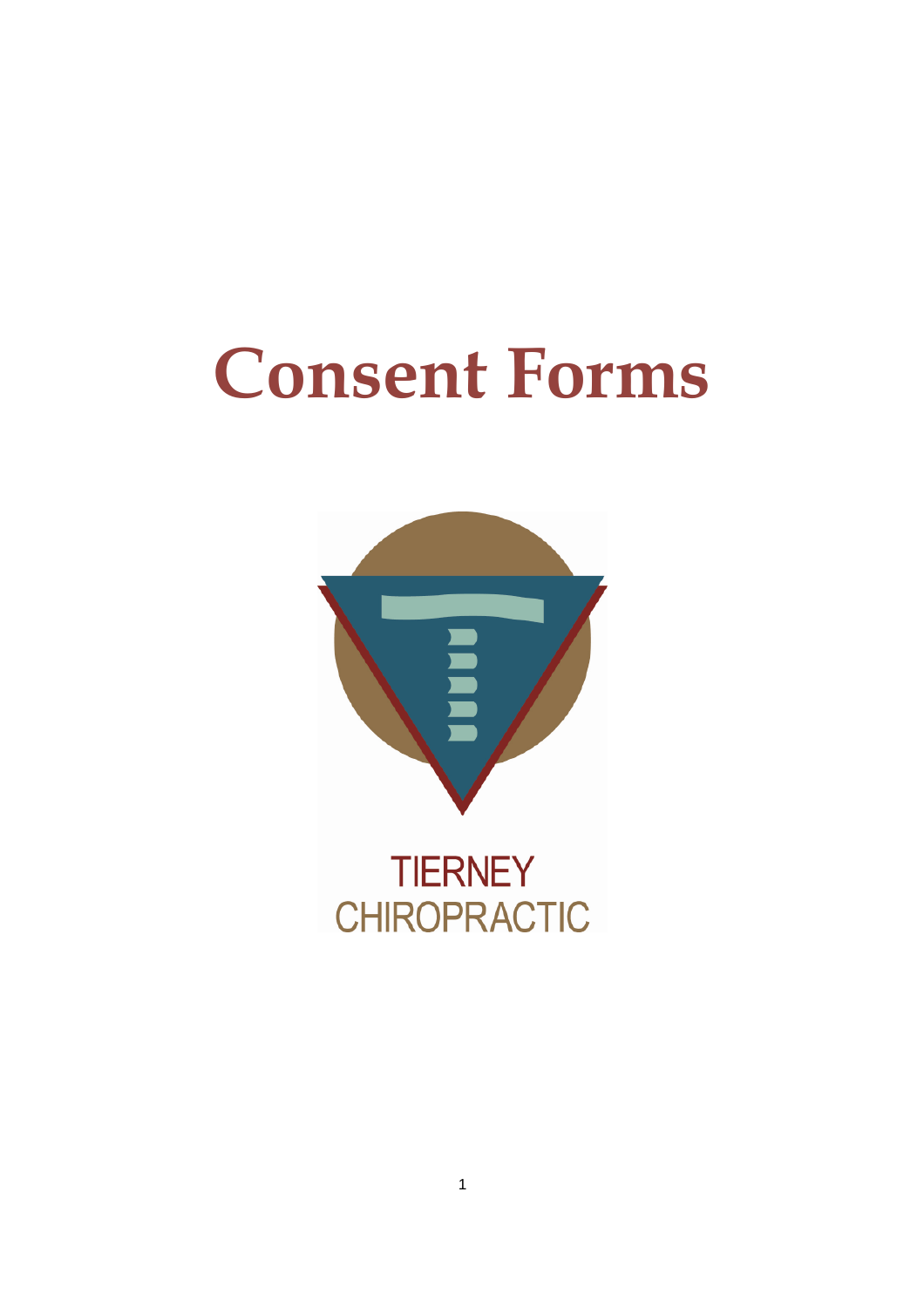# Consent Forms

TIERNEY
CHIROPRACTIC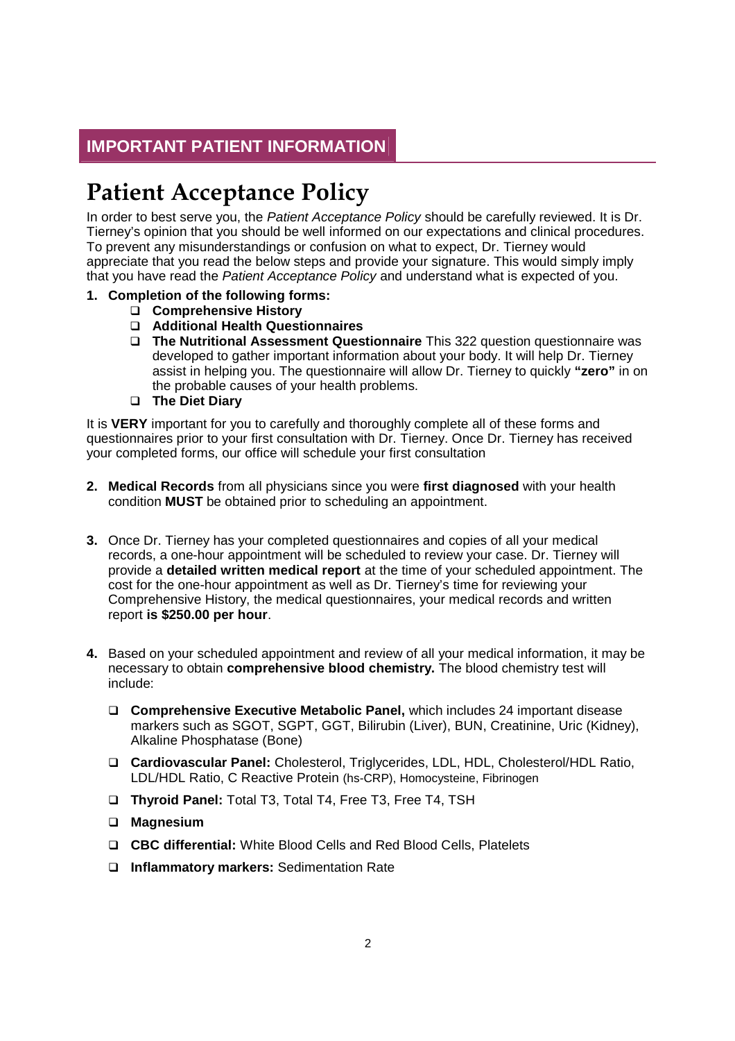## IMPORTANT PATIENT INFORMATION

# Patient Acceptance Policy

In order to best serve you, the *Patient Acceptance Policy* should be carefully reviewed. It is Dr. Tierney's opinion that you should be well informed on our expectations and clinical procedures. To prevent any misunderstandings or confusion on what to expect, Dr. Tierney would appreciate that you read the below steps and provide your signature. This would simply imply that you have read the *Patient Acceptance Policy* and understand what is expected of you.

1. **Completion of the following forms:**
   - ❑ **Comprehensive History**
   - ❑ **Additional Health Questionnaires**
   - ❑ **The Nutritional Assessment Questionnaire** This 322 question questionnaire was developed to gather important information about your body. It will help Dr. Tierney assist in helping you. The questionnaire will allow Dr. Tierney to quickly **"zero"** in on the probable causes of your health problems.
   - ❑ **The Diet Diary**

It is **VERY** important for you to carefully and thoroughly complete all of these forms and questionnaires prior to your first consultation with Dr. Tierney. Once Dr. Tierney has received your completed forms, our office will schedule your first consultation

2. **Medical Records** from all physicians since you were **first diagnosed** with your health condition **MUST** be obtained prior to scheduling an appointment.

3. Once Dr. Tierney has your completed questionnaires and copies of all your medical records, a one-hour appointment will be scheduled to review your case. Dr. Tierney will provide a **detailed written medical report** at the time of your scheduled appointment. The cost for the one-hour appointment as well as Dr. Tierney's time for reviewing your Comprehensive History, the medical questionnaires, your medical records and written report **is $250.00 per hour**.

4. Based on your scheduled appointment and review of all your medical information, it may be necessary to obtain **comprehensive blood chemistry.** The blood chemistry test will include:
   - ❑ **Comprehensive Executive Metabolic Panel,** which includes 24 important disease markers such as SGOT, SGPT, GGT, Bilirubin (Liver), BUN, Creatinine, Uric (Kidney), Alkaline Phosphatase (Bone)
   - ❑ **Cardiovascular Panel:** Cholesterol, Triglycerides, LDL, HDL, Cholesterol/HDL Ratio, LDL/HDL Ratio, C Reactive Protein (hs-CRP), Homocysteine, Fibrinogen
   - ❑ **Thyroid Panel:** Total T3, Total T4, Free T3, Free T4, TSH
   - ❑ **Magnesium**
   - ❑ **CBC differential:** White Blood Cells and Red Blood Cells, Platelets
   - ❑ **Inflammatory markers:** Sedimentation Rate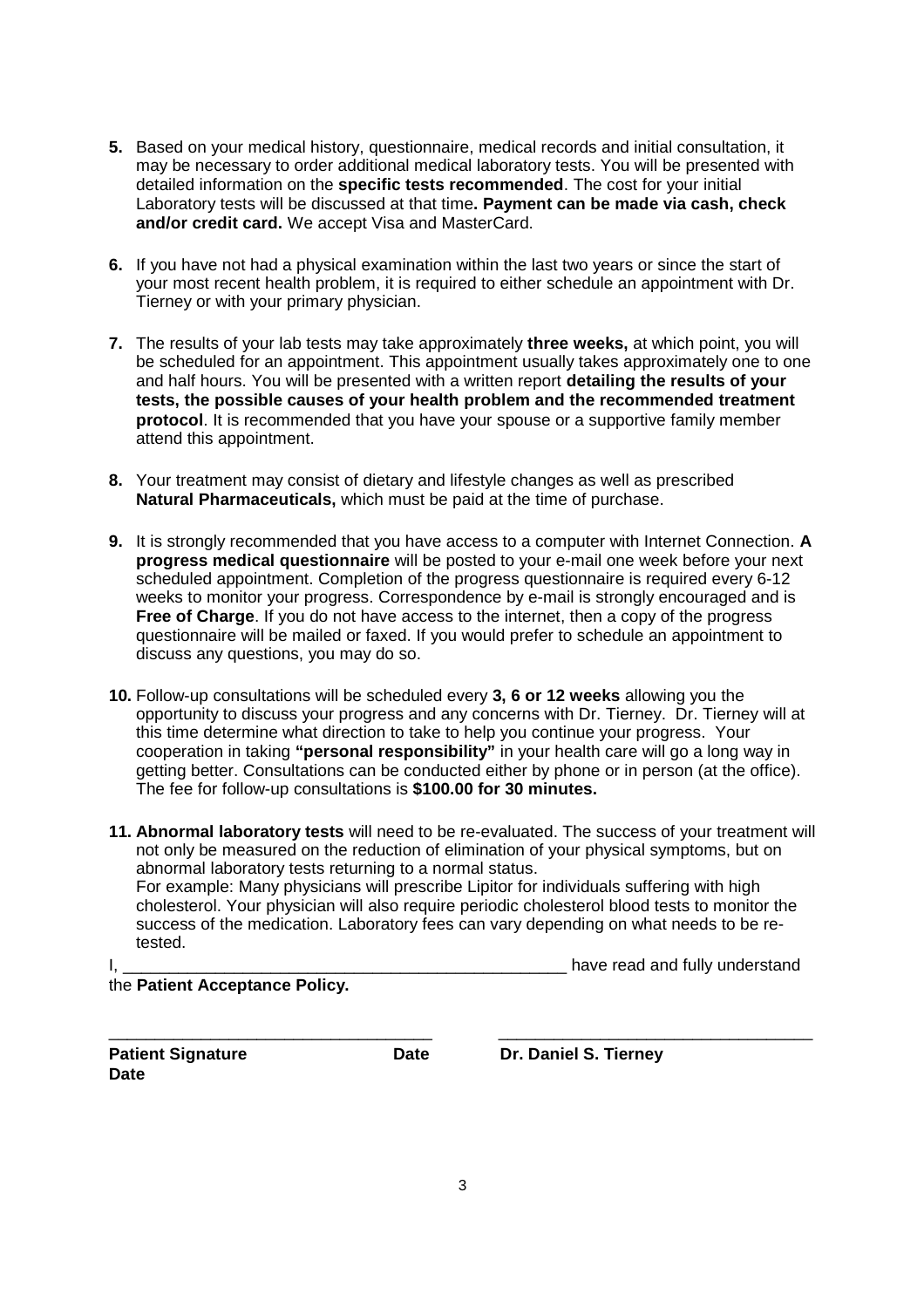5. Based on your medical history, questionnaire, medical records and initial consultation, it may be necessary to order additional medical laboratory tests. You will be presented with detailed information on the **specific tests recommended**. The cost for your initial Laboratory tests will be discussed at that time**. Payment can be made via cash, check and/or credit card.** We accept Visa and MasterCard.

6. If you have not had a physical examination within the last two years or since the start of your most recent health problem, it is required to either schedule an appointment with Dr. Tierney or with your primary physician.

7. The results of your lab tests may take approximately **three weeks,** at which point, you will be scheduled for an appointment. This appointment usually takes approximately one to one and half hours. You will be presented with a written report **detailing the results of your tests, the possible causes of your health problem and the recommended treatment protocol**. It is recommended that you have your spouse or a supportive family member attend this appointment.

8. Your treatment may consist of dietary and lifestyle changes as well as prescribed **Natural Pharmaceuticals,** which must be paid at the time of purchase.

9. It is strongly recommended that you have access to a computer with Internet Connection. **A progress medical questionnaire** will be posted to your e-mail one week before your next scheduled appointment. Completion of the progress questionnaire is required every 6-12 weeks to monitor your progress. Correspondence by e-mail is strongly encouraged and is **Free of Charge**. If you do not have access to the internet, then a copy of the progress questionnaire will be mailed or faxed. If you would prefer to schedule an appointment to discuss any questions, you may do so.

10. Follow-up consultations will be scheduled every **3, 6 or 12 weeks** allowing you the opportunity to discuss your progress and any concerns with Dr. Tierney. Dr. Tierney will at this time determine what direction to take to help you continue your progress. Your cooperation in taking **"personal responsibility"** in your health care will go a long way in getting better. Consultations can be conducted either by phone or in person (at the office). The fee for follow-up consultations is **$100.00 for 30 minutes.**

11. **Abnormal laboratory tests** will need to be re-evaluated. The success of your treatment will not only be measured on the reduction of elimination of your physical symptoms, but on abnormal laboratory tests returning to a normal status.
For example: Many physicians will prescribe Lipitor for individuals suffering with high cholesterol. Your physician will also require periodic cholesterol blood tests to monitor the success of the medication. Laboratory fees can vary depending on what needs to be re-tested.

I, __________________________________________________ have read and fully understand the **Patient Acceptance Policy.**

__________________________________ __________________________________

**Patient Signature** **Date** **Dr. Daniel S. Tierney** **Date**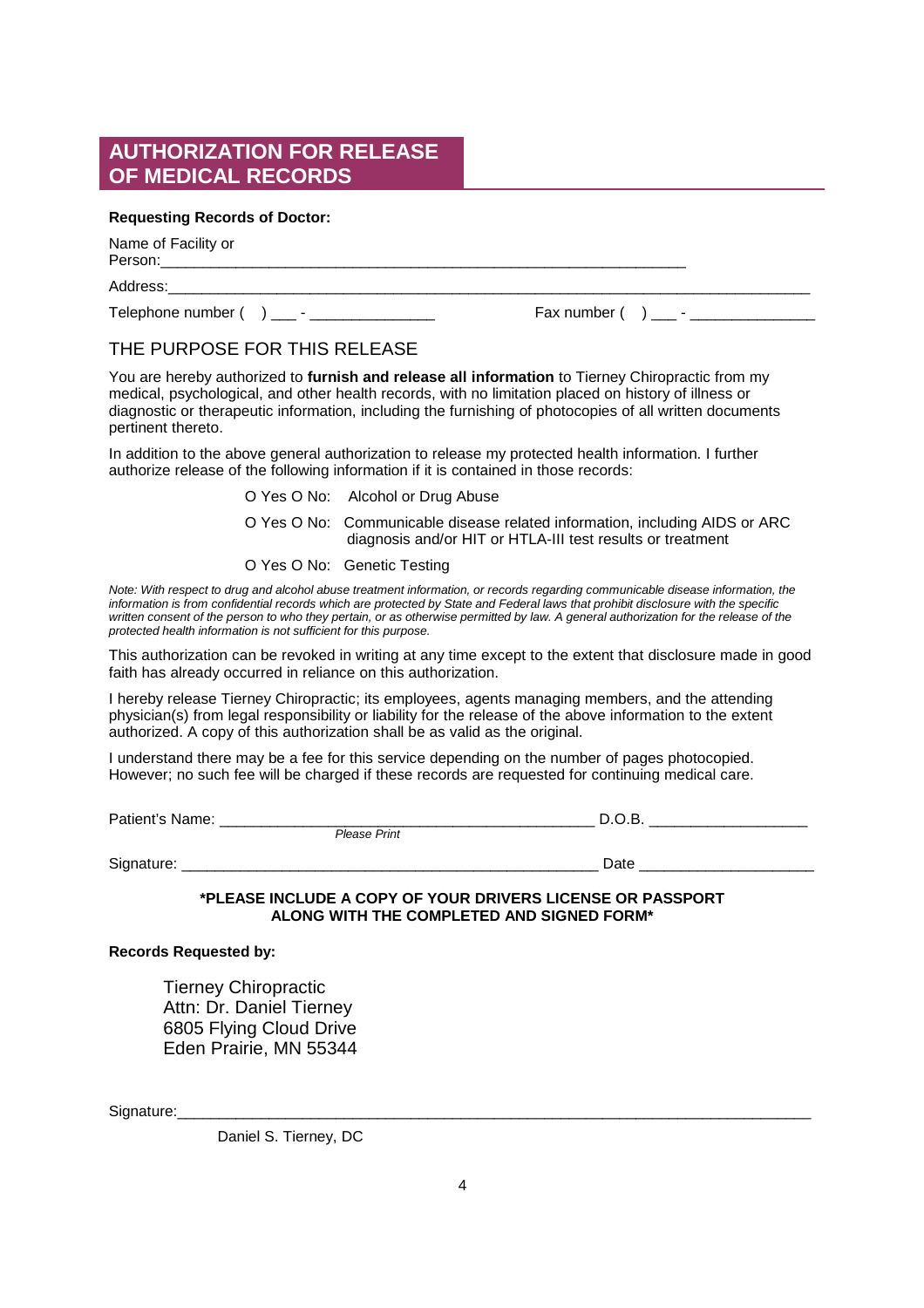# AUTHORIZATION FOR RELEASE OF MEDICAL RECORDS

**Requesting Records of Doctor:**

Name of Facility or Person:_______________________________________________________________

Address:_______________________________________________________________________________

Telephone number (   ) ___ - _______________          Fax number (   ) ___ - _______________

## THE PURPOSE FOR THIS RELEASE

You are hereby authorized to **furnish and release all information** to Tierney Chiropractic from my medical, psychological, and other health records, with no limitation placed on history of illness or diagnostic or therapeutic information, including the furnishing of photocopies of all written documents pertinent thereto.

In addition to the above general authorization to release my protected health information. I further authorize release of the following information if it is contained in those records:

O Yes O No: Alcohol or Drug Abuse

O Yes O No: Communicable disease related information, including AIDS or ARC diagnosis and/or HIT or HTLA-III test results or treatment

O Yes O No: Genetic Testing

*Note: With respect to drug and alcohol abuse treatment information, or records regarding communicable disease information, the information is from confidential records which are protected by State and Federal laws that prohibit disclosure with the specific written consent of the person to who they pertain, or as otherwise permitted by law. A general authorization for the release of the protected health information is not sufficient for this purpose.*

This authorization can be revoked in writing at any time except to the extent that disclosure made in good faith has already occurred in reliance on this authorization.

I hereby release Tierney Chiropractic; its employees, agents managing members, and the attending physician(s) from legal responsibility or liability for the release of the above information to the extent authorized. A copy of this authorization shall be as valid as the original.

I understand there may be a fee for this service depending on the number of pages photocopied. However; no such fee will be charged if these records are requested for continuing medical care.

Patient's Name: _____________________________________________ D.O.B. ___________________
*Please Print*

Signature: __________________________________________________ Date _____________________

**\*PLEASE INCLUDE A COPY OF YOUR DRIVERS LICENSE OR PASSPORT ALONG WITH THE COMPLETED AND SIGNED FORM\***

**Records Requested by:**

Tierney Chiropractic
Attn: Dr. Daniel Tierney
6805 Flying Cloud Drive
Eden Prairie, MN 55344

Signature:______________________________________________________________________________

Daniel S. Tierney, DC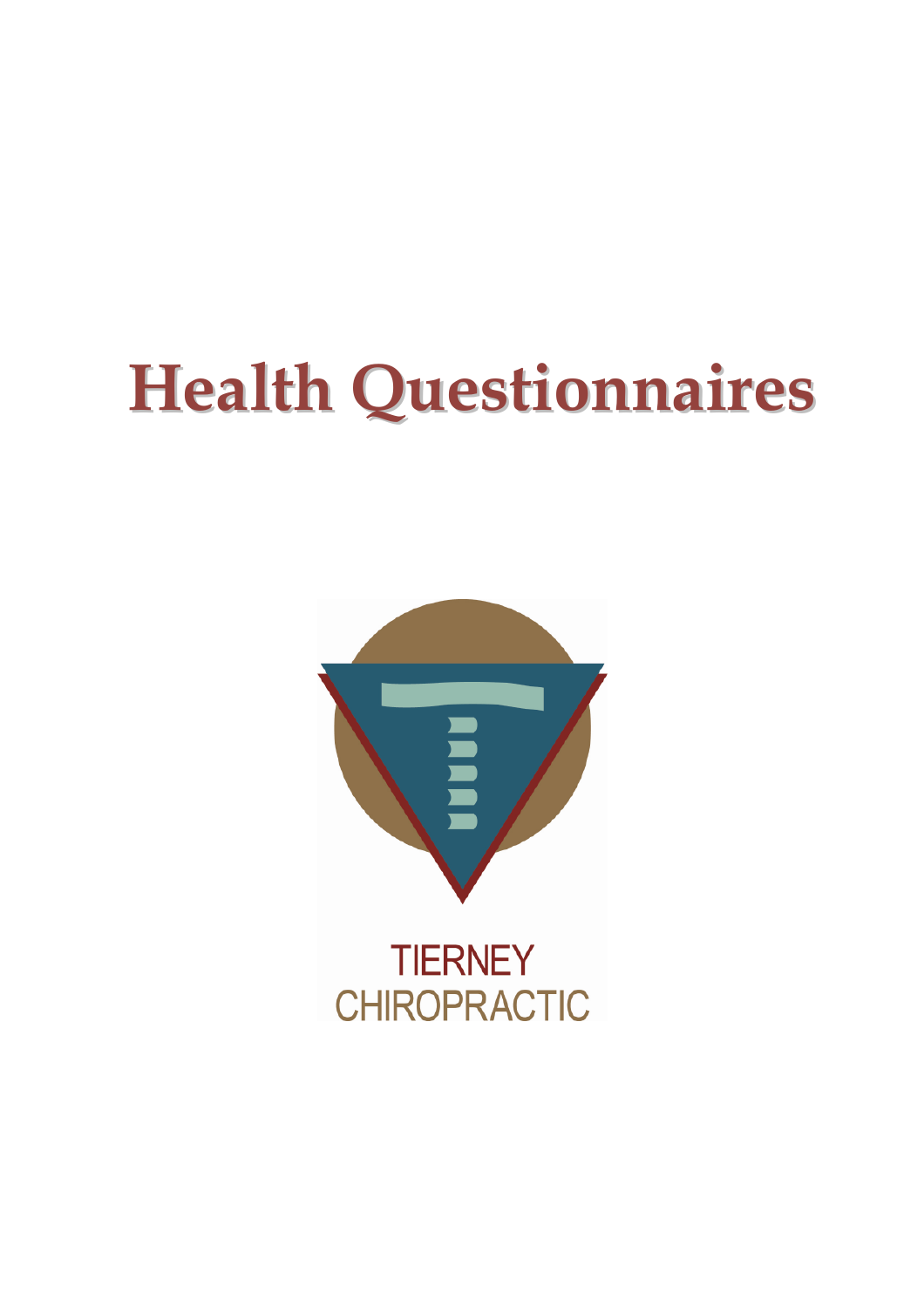# Health Questionnaires

TIERNEY
CHIROPRACTIC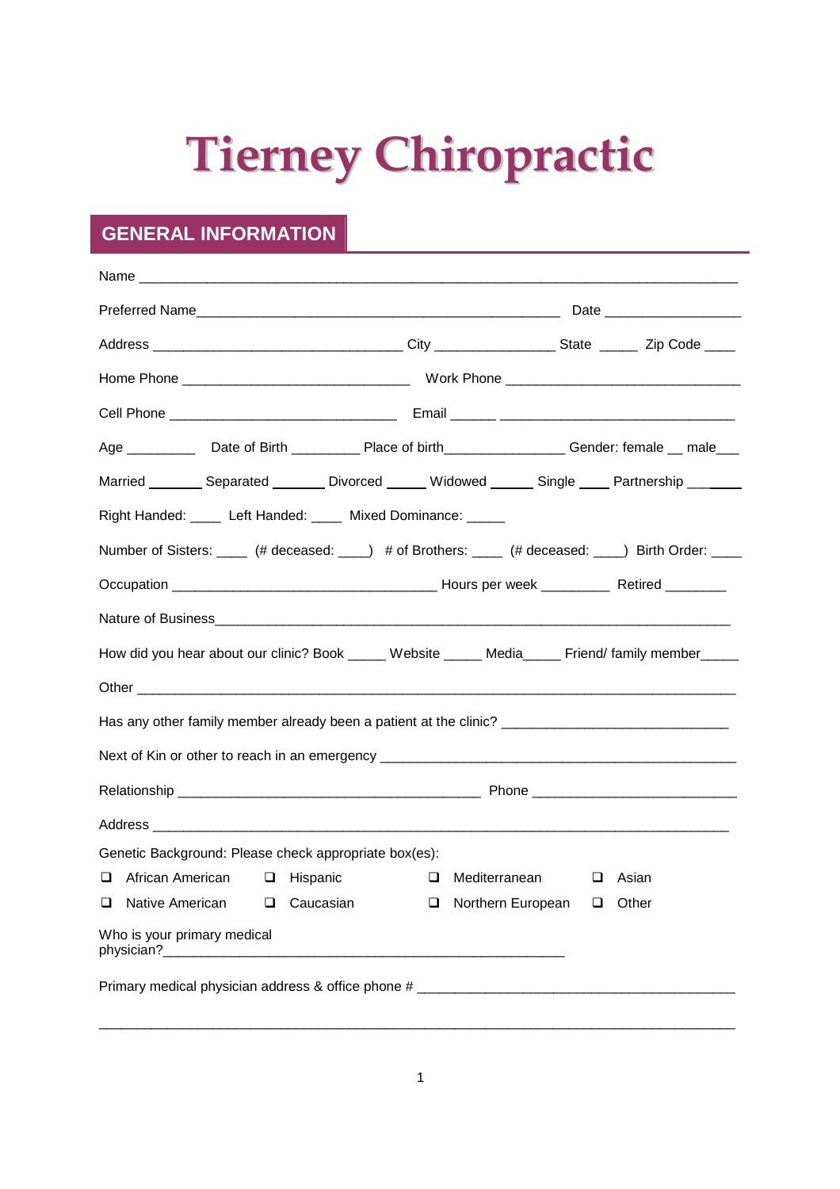# Tierney Chiropractic

## GENERAL INFORMATION

Name ___________________________________________________________________________

Preferred Name_____________________________________________ Date _________________

Address ________________________________ City _______________ State _____ Zip Code ____

Home Phone _____________________________ Work Phone ______________________________

Cell Phone _____________________________ Email _____ _______________________________

Age _________ Date of Birth _________ Place of birth_______________ Gender: female __ male___

Married _______ Separated _______ Divorced _____ Widowed ______ Single ____ Partnership _______

Right Handed: ____ Left Handed: ____ Mixed Dominance: _____

Number of Sisters: ____ (# deceased: ____) # of Brothers: ____ (# deceased: ____) Birth Order: ____

Occupation __________________________________ Hours per week _________ Retired ________

Nature of Business______________________________________________________________________

How did you hear about our clinic? Book _____ Website _____ Media_____ Friend/ family member_____

Other ___________________________________________________________________________

Has any other family member already been a patient at the clinic? _____________________________

Next of Kin or other to reach in an emergency _______________________________________________

Relationship _______________________________________ Phone ___________________________

Address _________________________________________________________________________

Genetic Background: Please check appropriate box(es):

- ☐ African American
- ☐ Hispanic
- ☐ Mediterranean
- ☐ Asian
- ☐ Native American
- ☐ Caucasian
- ☐ Northern European
- ☐ Other

Who is your primary medical physician?_____________________________________________________

Primary medical physician address & office phone # _________________________________________

_______________________________________________________________________________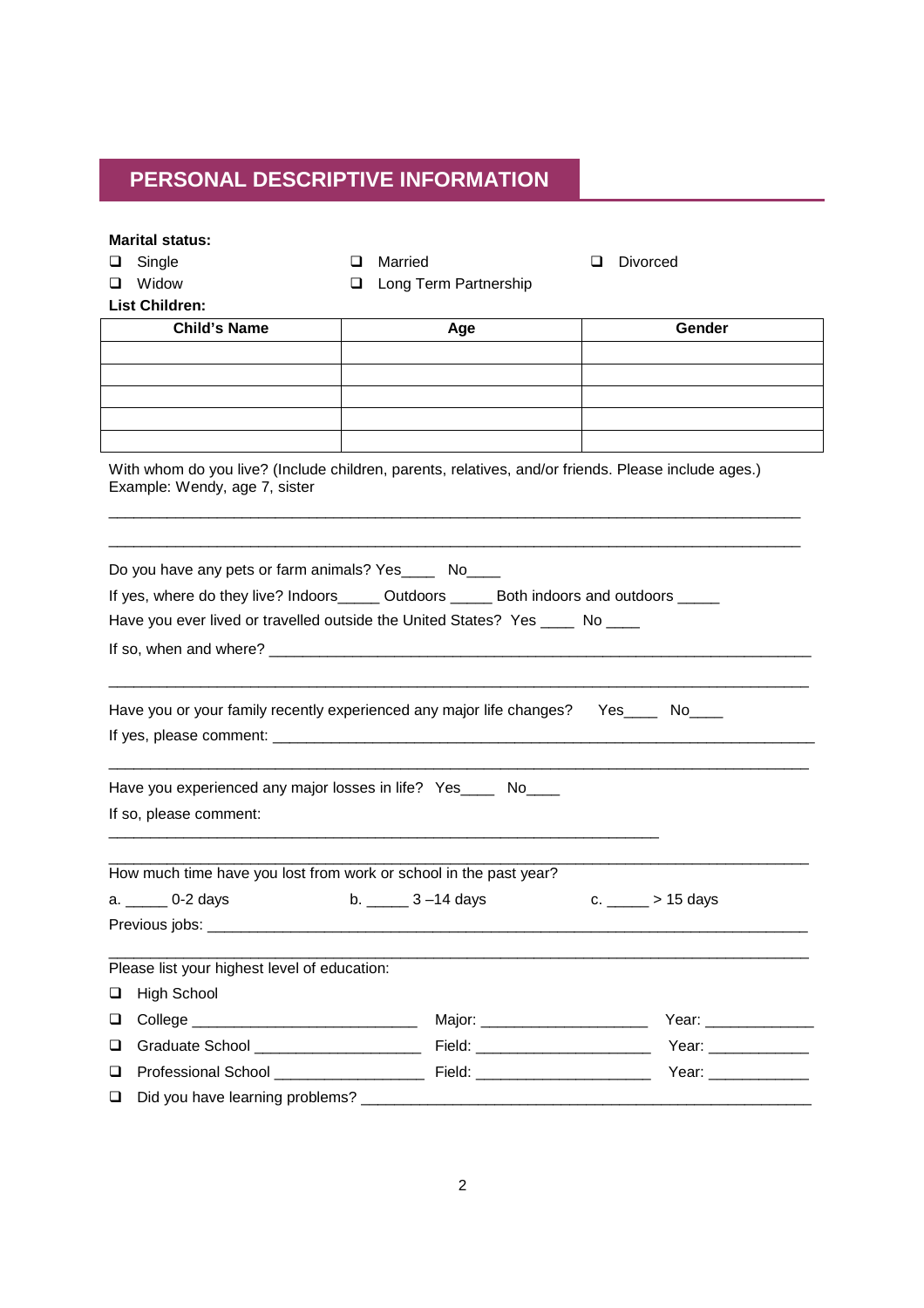## PERSONAL DESCRIPTIVE INFORMATION

**Marital status:**

- ❑ Single
- ❑ Married
- ❑ Divorced
- ❑ Widow
- ❑ Long Term Partnership

**List Children:**

| Child's Name | Age | Gender |
|---|---|---|
| | | |
| | | |
| | | |
| | | |
| | | |

With whom do you live? (Include children, parents, relatives, and/or friends. Please include ages.) Example: Wendy, age 7, sister

_______________________________________________________________________________

_______________________________________________________________________________

Do you have any pets or farm animals? Yes____ No____

If yes, where do they live? Indoors_____ Outdoors _____ Both indoors and outdoors _____

Have you ever lived or travelled outside the United States? Yes ____ No ____

If so, when and where? _________________________________________________________________

_______________________________________________________________________________

Have you or your family recently experienced any major life changes? Yes____ No____

If yes, please comment: _________________________________________________________________

_______________________________________________________________________________

Have you experienced any major losses in life? Yes____ No____

If so, please comment:

_______________________________________________________________

_______________________________________________________________________________

How much time have you lost from work or school in the past year?

a. _____ 0-2 days b. _____ 3 –14 days c. _____ > 15 days

Previous jobs: _________________________________________________________________________

_______________________________________________________________________________

Please list your highest level of education:

- ❑ High School
- ❑ College __________________________ Major: ____________________ Year: _____________
- ❑ Graduate School ____________________ Field: _____________________ Year: ____________
- ❑ Professional School __________________ Field: _____________________ Year: ____________
- ❑ Did you have learning problems? _______________________________________________________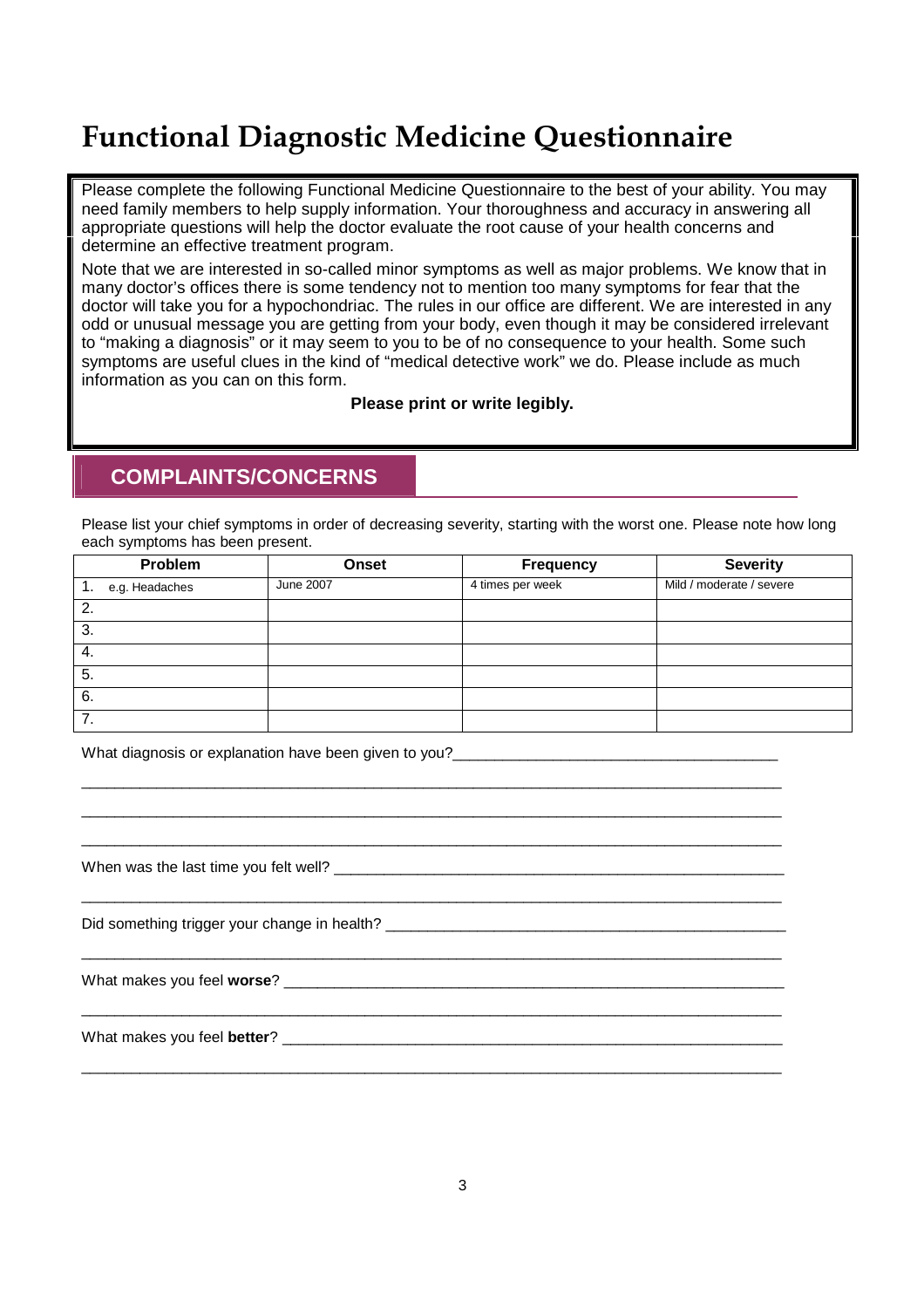# Functional Diagnostic Medicine Questionnaire

Please complete the following Functional Medicine Questionnaire to the best of your ability. You may need family members to help supply information. Your thoroughness and accuracy in answering all appropriate questions will help the doctor evaluate the root cause of your health concerns and determine an effective treatment program.

Note that we are interested in so-called minor symptoms as well as major problems. We know that in many doctor's offices there is some tendency not to mention too many symptoms for fear that the doctor will take you for a hypochondriac. The rules in our office are different. We are interested in any odd or unusual message you are getting from your body, even though it may be considered irrelevant to "making a diagnosis" or it may seem to you to be of no consequence to your health. Some such symptoms are useful clues in the kind of "medical detective work" we do. Please include as much information as you can on this form.

**Please print or write legibly.**

## COMPLAINTS/CONCERNS

Please list your chief symptoms in order of decreasing severity, starting with the worst one. Please note how long each symptoms has been present.

| Problem | Onset | Frequency | Severity |
|---|---|---|---|
| 1. e.g. Headaches | June 2007 | 4 times per week | Mild / moderate / severe |
| 2. | | | |
| 3. | | | |
| 4. | | | |
| 5. | | | |
| 6. | | | |
| 7. | | | |

What diagnosis or explanation have been given to you?_______________________________________

_____________________________________________________________________________________

_____________________________________________________________________________________

_____________________________________________________________________________________

When was the last time you felt well? _______________________________________________________

_____________________________________________________________________________________

Did something trigger your change in health? _________________________________________________

_____________________________________________________________________________________

What makes you feel **worse**? _____________________________________________________________

_____________________________________________________________________________________

What makes you feel **better**? _____________________________________________________________

_____________________________________________________________________________________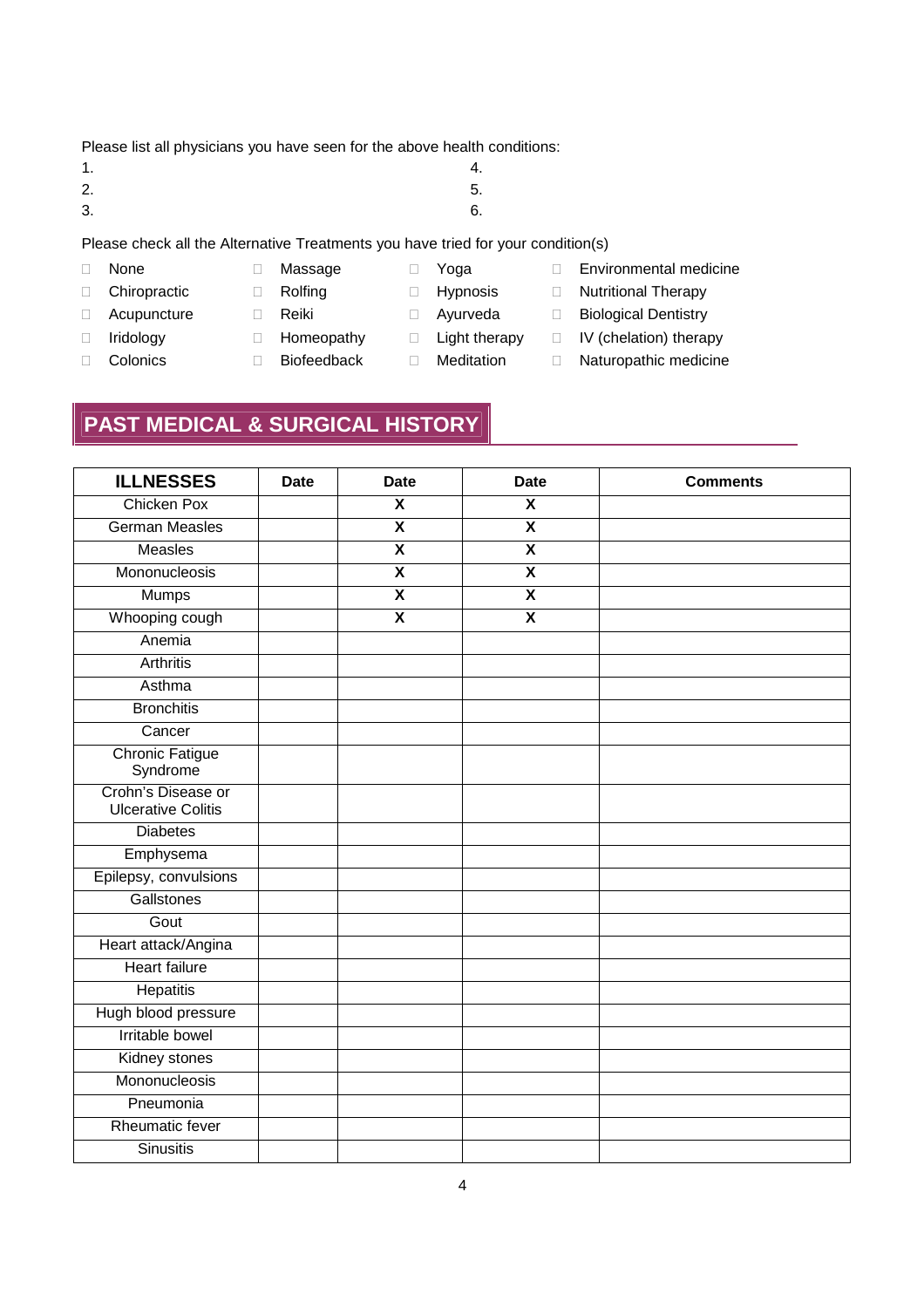Please list all physicians you have seen for the above health conditions:

1.
2.
3.
4.
5.
6.

Please check all the Alternative Treatments you have tried for your condition(s)

- ☐ None
- ☐ Chiropractic
- ☐ Acupuncture
- ☐ Iridology
- ☐ Colonics
- ☐ Massage
- ☐ Rolfing
- ☐ Reiki
- ☐ Homeopathy
- ☐ Biofeedback
- ☐ Yoga
- ☐ Hypnosis
- ☐ Ayurveda
- ☐ Light therapy
- ☐ Meditation
- ☐ Environmental medicine
- ☐ Nutritional Therapy
- ☐ Biological Dentistry
- ☐ IV (chelation) therapy
- ☐ Naturopathic medicine

## PAST MEDICAL & SURGICAL HISTORY

| ILLNESSES | Date | Date | Date | Comments |
|---|---|---|---|---|
| Chicken Pox | | X | X | |
| German Measles | | X | X | |
| Measles | | X | X | |
| Mononucleosis | | X | X | |
| Mumps | | X | X | |
| Whooping cough | | X | X | |
| Anemia | | | | |
| Arthritis | | | | |
| Asthma | | | | |
| Bronchitis | | | | |
| Cancer | | | | |
| Chronic Fatigue Syndrome | | | | |
| Crohn's Disease or Ulcerative Colitis | | | | |
| Diabetes | | | | |
| Emphysema | | | | |
| Epilepsy, convulsions | | | | |
| Gallstones | | | | |
| Gout | | | | |
| Heart attack/Angina | | | | |
| Heart failure | | | | |
| Hepatitis | | | | |
| Hugh blood pressure | | | | |
| Irritable bowel | | | | |
| Kidney stones | | | | |
| Mononucleosis | | | | |
| Pneumonia | | | | |
| Rheumatic fever | | | | |
| Sinusitis | | | | |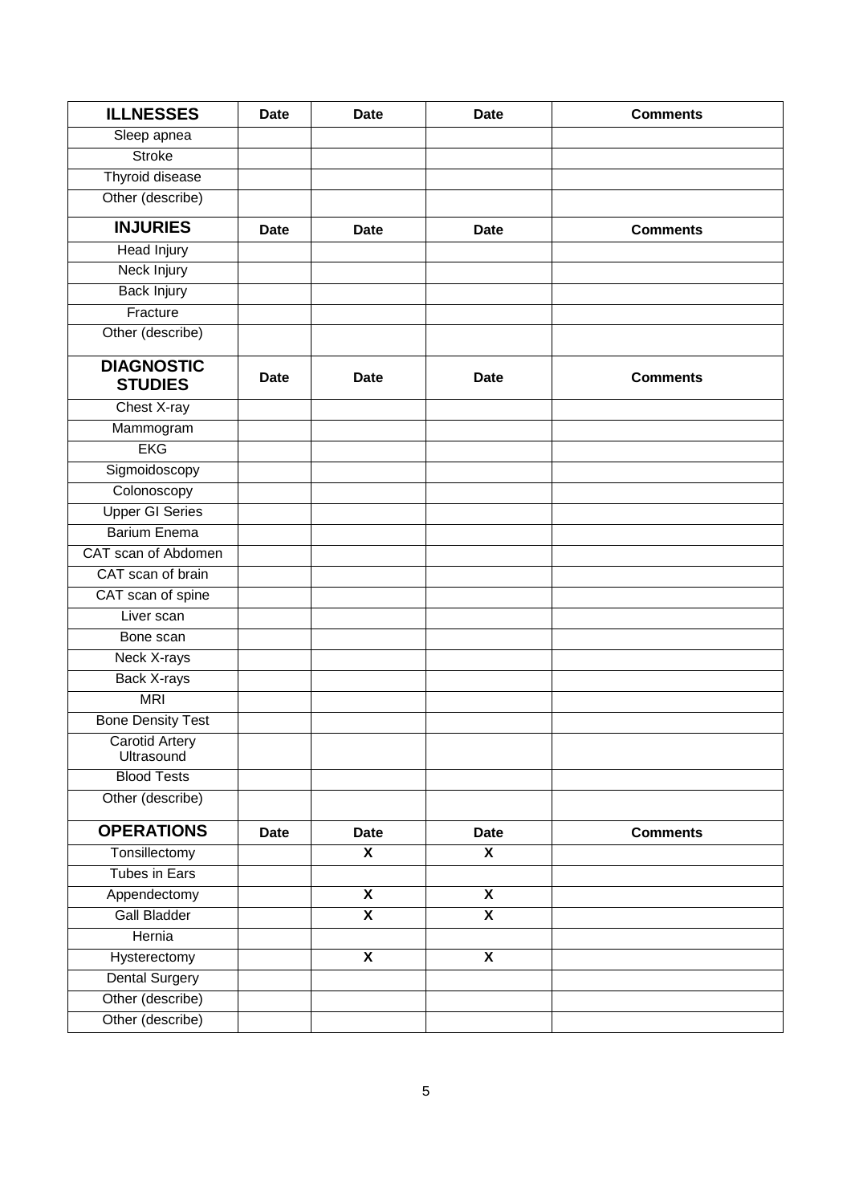| ILLNESSES | Date | Date | Date | Comments |
|---|---|---|---|---|
| Sleep apnea | | | | |
| Stroke | | | | |
| Thyroid disease | | | | |
| Other (describe) | | | | |

| INJURIES | Date | Date | Date | Comments |
|---|---|---|---|---|
| Head Injury | | | | |
| Neck Injury | | | | |
| Back Injury | | | | |
| Fracture | | | | |
| Other (describe) | | | | |

| DIAGNOSTIC STUDIES | Date | Date | Date | Comments |
|---|---|---|---|---|
| Chest X-ray | | | | |
| Mammogram | | | | |
| EKG | | | | |
| Sigmoidoscopy | | | | |
| Colonoscopy | | | | |
| Upper GI Series | | | | |
| Barium Enema | | | | |
| CAT scan of Abdomen | | | | |
| CAT scan of brain | | | | |
| CAT scan of spine | | | | |
| Liver scan | | | | |
| Bone scan | | | | |
| Neck X-rays | | | | |
| Back X-rays | | | | |
| MRI | | | | |
| Bone Density Test | | | | |
| Carotid Artery Ultrasound | | | | |
| Blood Tests | | | | |
| Other (describe) | | | | |

| OPERATIONS | Date | Date | Date | Comments |
|---|---|---|---|---|
| Tonsillectomy | | X | X | |
| Tubes in Ears | | | | |
| Appendectomy | | X | X | |
| Gall Bladder | | X | X | |
| Hernia | | | | |
| Hysterectomy | | X | X | |
| Dental Surgery | | | | |
| Other (describe) | | | | |
| Other (describe) | | | | |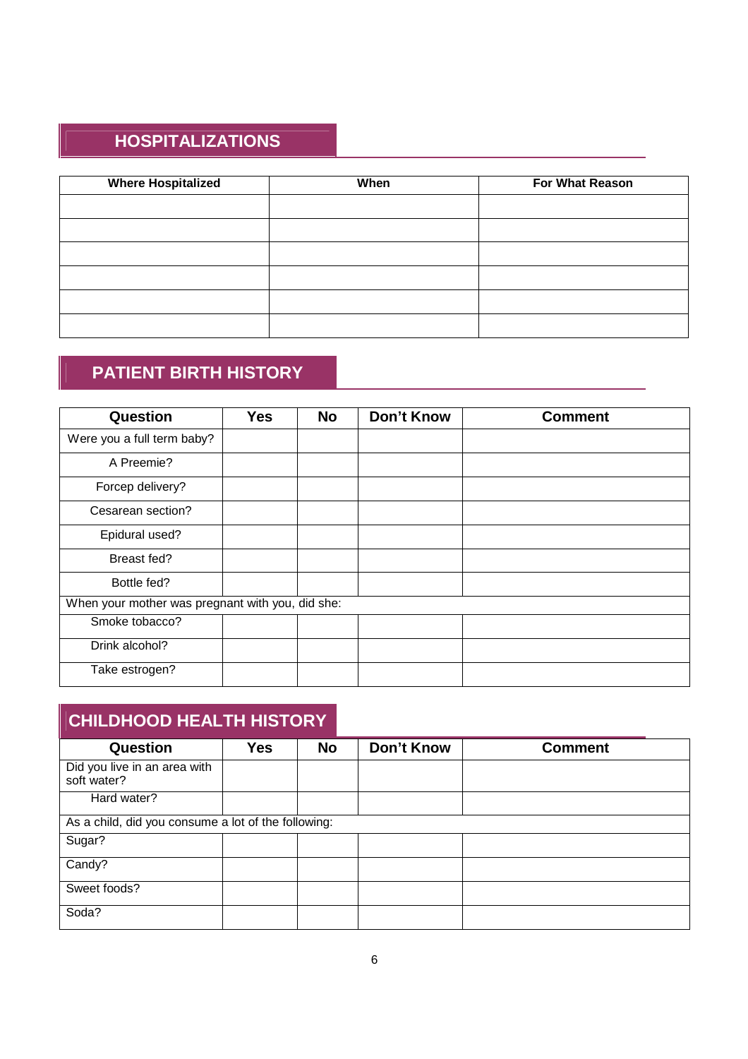## HOSPITALIZATIONS

| Where Hospitalized | When | For What Reason |
|---|---|---|
| | | |
| | | |
| | | |
| | | |
| | | |
| | | |

## PATIENT BIRTH HISTORY

| Question | Yes | No | Don't Know | Comment |
|---|---|---|---|---|
| Were you a full term baby? | | | | |
| A Preemie? | | | | |
| Forcep delivery? | | | | |
| Cesarean section? | | | | |
| Epidural used? | | | | |
| Breast fed? | | | | |
| Bottle fed? | | | | |
| When your mother was pregnant with you, did she: | | | | |
| Smoke tobacco? | | | | |
| Drink alcohol? | | | | |
| Take estrogen? | | | | |

## CHILDHOOD HEALTH HISTORY

| Question | Yes | No | Don't Know | Comment |
|---|---|---|---|---|
| Did you live in an area with soft water? | | | | |
| Hard water? | | | | |
| As a child, did you consume a lot of the following: | | | | |
| Sugar? | | | | |
| Candy? | | | | |
| Sweet foods? | | | | |
| Soda? | | | | |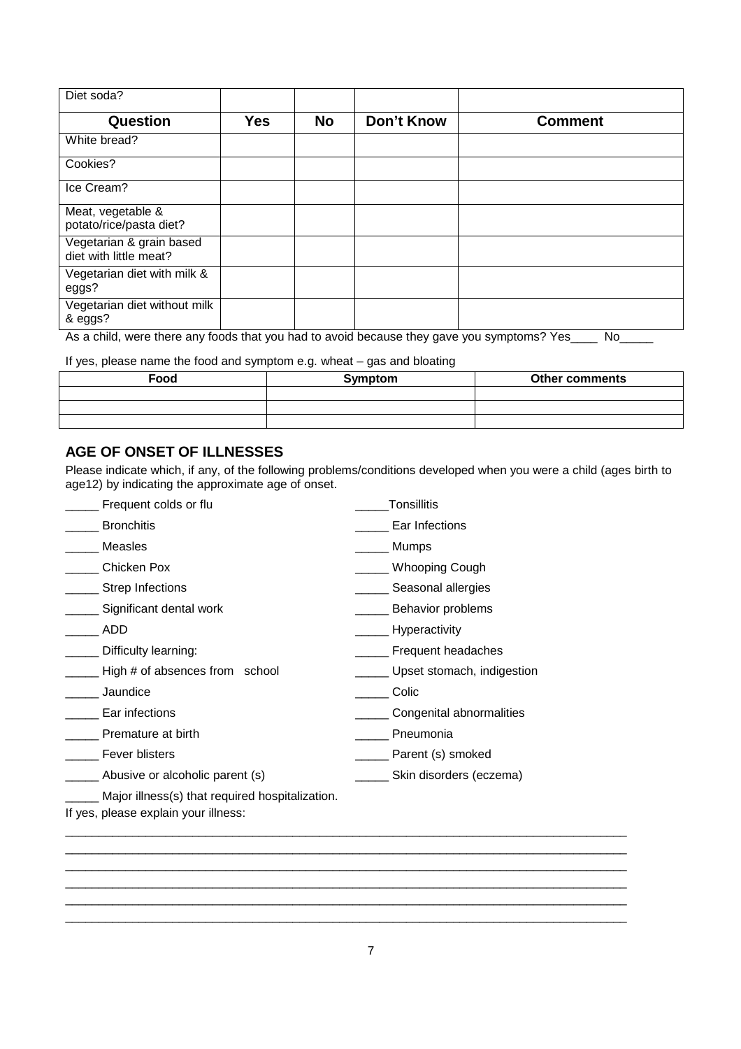| Diet soda? | | | | |
|---|---|---|---|---|
| **Question** | **Yes** | **No** | **Don't Know** | **Comment** |
| White bread? | | | | |
| Cookies? | | | | |
| Ice Cream? | | | | |
| Meat, vegetable & potato/rice/pasta diet? | | | | |
| Vegetarian & grain based diet with little meat? | | | | |
| Vegetarian diet with milk & eggs? | | | | |
| Vegetarian diet without milk & eggs? | | | | |

As a child, were there any foods that you had to avoid because they gave you symptoms? Yes____ No_____

If yes, please name the food and symptom e.g. wheat – gas and bloating

| Food | Symptom | Other comments |
|---|---|---|
| | | |
| | | |
| | | |

## AGE OF ONSET OF ILLNESSES

Please indicate which, if any, of the following problems/conditions developed when you were a child (ages birth to age12) by indicating the approximate age of onset.

_____ Frequent colds or flu
_____Tonsillitis
_____ Bronchitis
_____ Ear Infections
_____ Measles
_____ Mumps
_____ Chicken Pox
_____ Whooping Cough
_____ Strep Infections
_____ Seasonal allergies
_____ Significant dental work
_____ Behavior problems
_____ ADD
_____ Hyperactivity
_____ Difficulty learning:
_____ Frequent headaches
_____ High # of absences from school
_____ Upset stomach, indigestion
_____ Jaundice
_____ Colic
_____ Ear infections
_____ Congenital abnormalities
_____ Premature at birth
_____ Pneumonia
_____ Fever blisters
_____ Parent (s) smoked
_____ Abusive or alcoholic parent (s)
_____ Skin disorders (eczema)
_____ Major illness(s) that required hospitalization.

If yes, please explain your illness:

______________________________________________________________________________________
______________________________________________________________________________________
______________________________________________________________________________________
______________________________________________________________________________________
______________________________________________________________________________________
______________________________________________________________________________________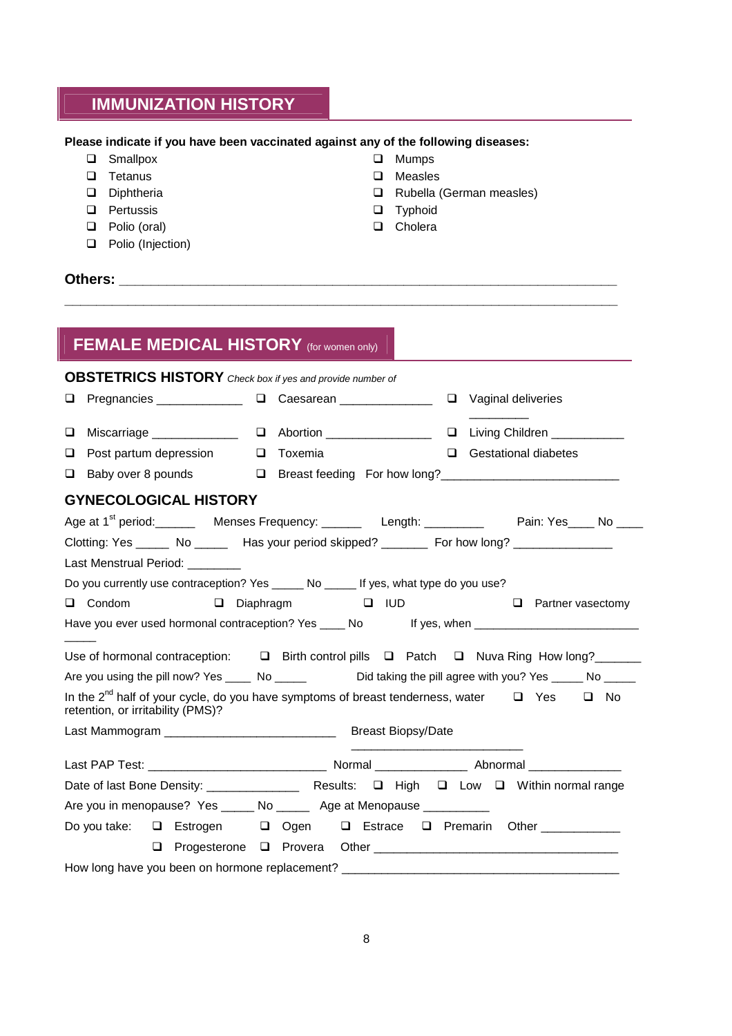## IMMUNIZATION HISTORY

**Please indicate if you have been vaccinated against any of the following diseases:**

- ❑ Smallpox
- ❑ Tetanus
- ❑ Diphtheria
- ❑ Pertussis
- ❑ Polio (oral)
- ❑ Polio (Injection)
- ❑ Mumps
- ❑ Measles
- ❑ Rubella (German measles)
- ❑ Typhoid
- ❑ Cholera

**Others:** ________________________________________________________________________

________________________________________________________________________________

## FEMALE MEDICAL HISTORY (for women only)

### OBSTETRICS HISTORY *Check box if yes and provide number of*

❑ Pregnancies _____________ ❑ Caesarean ______________ ❑ Vaginal deliveries _________

❑ Miscarriage _____________ ❑ Abortion ________________ ❑ Living Children ___________

❑ Post partum depression ❑ Toxemia ❑ Gestational diabetes

❑ Baby over 8 pounds ❑ Breast feeding For how long?___________________________

### GYNECOLOGICAL HISTORY

Age at 1st period:______ Menses Frequency: ______ Length: _________ Pain: Yes____ No ____

Clotting: Yes _____ No _____ Has your period skipped? _______ For how long? _______________

Last Menstrual Period: ________

Do you currently use contraception? Yes _____ No _____ If yes, what type do you use?

❑ Condom ❑ Diaphragm ❑ IUD ❑ Partner vasectomy

Have you ever used hormonal contraception? Yes ____ No If yes, when __________________________ _____

Use of hormonal contraception: ❑ Birth control pills ❑ Patch ❑ Nuva Ring How long?_______

Are you using the pill now? Yes ____ No _____ Did taking the pill agree with you? Yes _____ No _____

In the 2nd half of your cycle, do you have symptoms of breast tenderness, water retention, or irritability (PMS)? ❑ Yes ❑ No

Last Mammogram _________________________ Breast Biopsy/Date _________________________

Last PAP Test: __________________________ Normal _____________ Abnormal ______________

Date of last Bone Density: ______________ Results: ❑ High ❑ Low ❑ Within normal range

Are you in menopause? Yes _____ No _____ Age at Menopause __________

Do you take: ❑ Estrogen ❑ Ogen ❑ Estrace ❑ Premarin Other ____________

❑ Progesterone ❑ Provera Other _____________________________________

How long have you been on hormone replacement? __________________________________________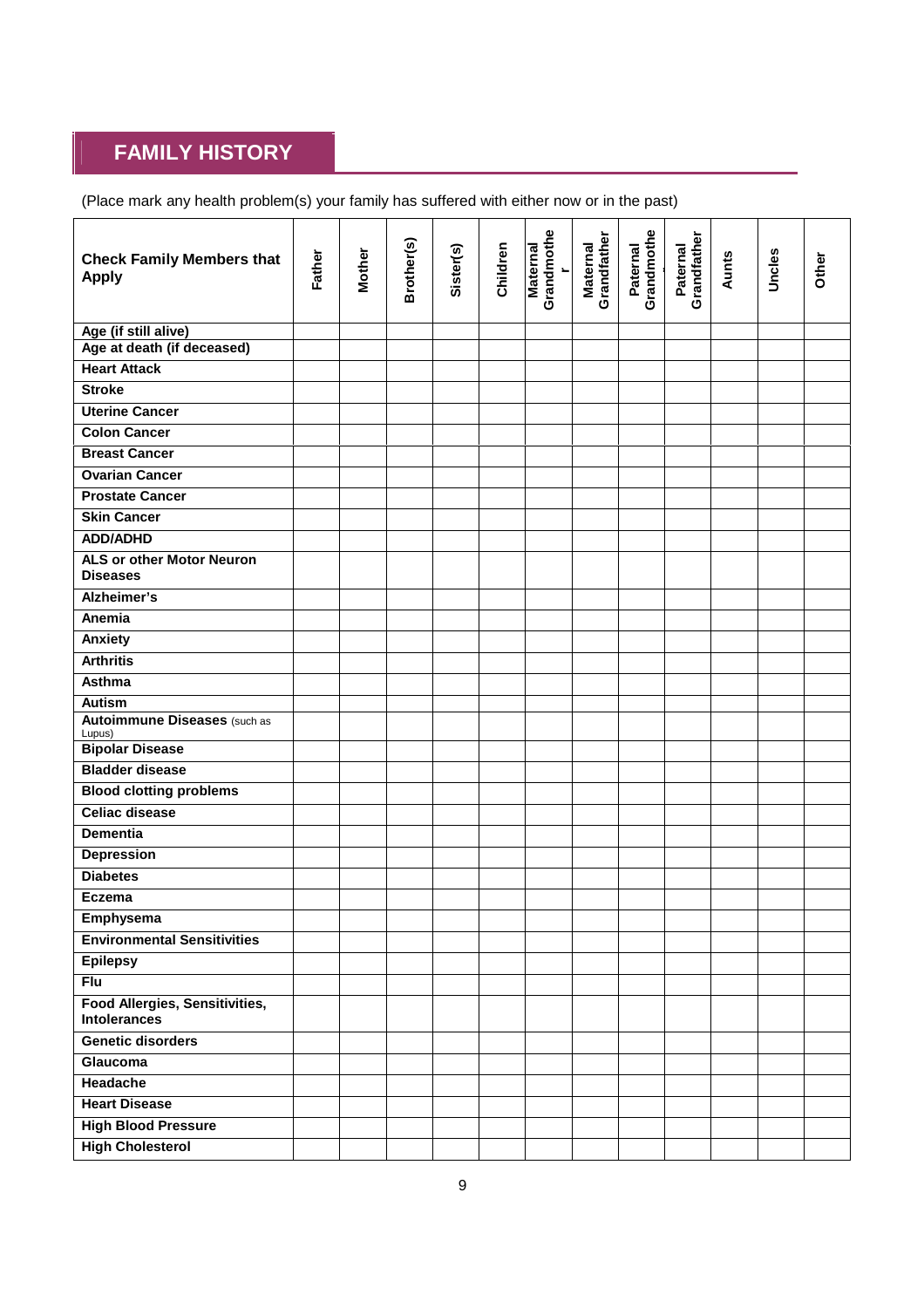## FAMILY HISTORY

(Place mark any health problem(s) your family has suffered with either now or in the past)

| Check Family Members that Apply | Father | Mother | Brother(s) | Sister(s) | Children | Maternal Grandmother | Maternal Grandfather | Paternal Grandmother | Paternal Grandfather | Aunts | Uncles | Other |
|---|---|---|---|---|---|---|---|---|---|---|---|---|
| Age (if still alive) | | | | | | | | | | | | |
| Age at death (if deceased) | | | | | | | | | | | | |
| Heart Attack | | | | | | | | | | | | |
| Stroke | | | | | | | | | | | | |
| Uterine Cancer | | | | | | | | | | | | |
| Colon Cancer | | | | | | | | | | | | |
| Breast Cancer | | | | | | | | | | | | |
| Ovarian Cancer | | | | | | | | | | | | |
| Prostate Cancer | | | | | | | | | | | | |
| Skin Cancer | | | | | | | | | | | | |
| ADD/ADHD | | | | | | | | | | | | |
| ALS or other Motor Neuron Diseases | | | | | | | | | | | | |
| Alzheimer's | | | | | | | | | | | | |
| Anemia | | | | | | | | | | | | |
| Anxiety | | | | | | | | | | | | |
| Arthritis | | | | | | | | | | | | |
| Asthma | | | | | | | | | | | | |
| Autism | | | | | | | | | | | | |
| Autoimmune Diseases (such as Lupus) | | | | | | | | | | | | |
| Bipolar Disease | | | | | | | | | | | | |
| Bladder disease | | | | | | | | | | | | |
| Blood clotting problems | | | | | | | | | | | | |
| Celiac disease | | | | | | | | | | | | |
| Dementia | | | | | | | | | | | | |
| Depression | | | | | | | | | | | | |
| Diabetes | | | | | | | | | | | | |
| Eczema | | | | | | | | | | | | |
| Emphysema | | | | | | | | | | | | |
| Environmental Sensitivities | | | | | | | | | | | | |
| Epilepsy | | | | | | | | | | | | |
| Flu | | | | | | | | | | | | |
| Food Allergies, Sensitivities, Intolerances | | | | | | | | | | | | |
| Genetic disorders | | | | | | | | | | | | |
| Glaucoma | | | | | | | | | | | | |
| Headache | | | | | | | | | | | | |
| Heart Disease | | | | | | | | | | | | |
| High Blood Pressure | | | | | | | | | | | | |
| High Cholesterol | | | | | | | | | | | | |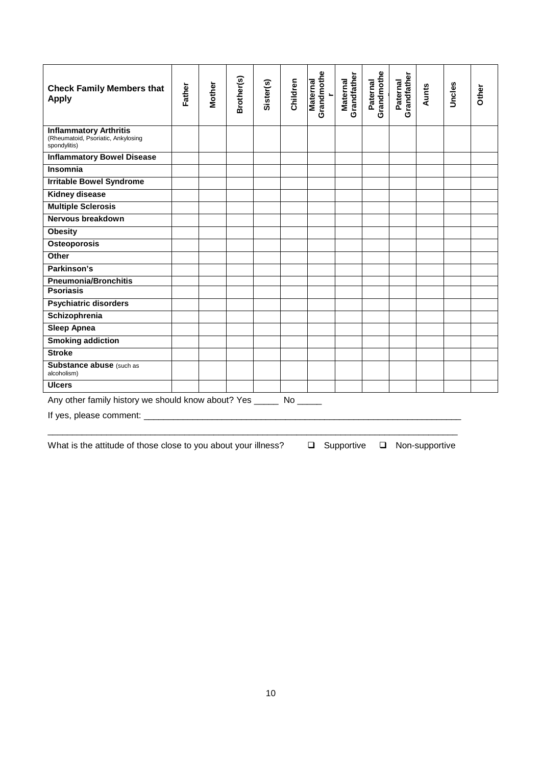| **Check Family Members that Apply** | **Father** | **Mother** | **Brother(s)** | **Sister(s)** | **Children** | **Maternal Grandmother** | **Maternal Grandfather** | **Paternal Grandmother** | **Paternal Grandfather** | **Aunts** | **Uncles** | **Other** |
|---|---|---|---|---|---|---|---|---|---|---|---|---|
| **Inflammatory Arthritis** (Rheumatoid, Psoriatic, Ankylosing spondylitis) | | | | | | | | | | | | |
| **Inflammatory Bowel Disease** | | | | | | | | | | | | |
| **Insomnia** | | | | | | | | | | | | |
| **Irritable Bowel Syndrome** | | | | | | | | | | | | |
| **Kidney disease** | | | | | | | | | | | | |
| **Multiple Sclerosis** | | | | | | | | | | | | |
| **Nervous breakdown** | | | | | | | | | | | | |
| **Obesity** | | | | | | | | | | | | |
| **Osteoporosis** | | | | | | | | | | | | |
| **Other** | | | | | | | | | | | | |
| **Parkinson's** | | | | | | | | | | | | |
| **Pneumonia/Bronchitis** | | | | | | | | | | | | |
| **Psoriasis** | | | | | | | | | | | | |
| **Psychiatric disorders** | | | | | | | | | | | | |
| **Schizophrenia** | | | | | | | | | | | | |
| **Sleep Apnea** | | | | | | | | | | | | |
| **Smoking addiction** | | | | | | | | | | | | |
| **Stroke** | | | | | | | | | | | | |
| **Substance abuse** (such as alcoholism) | | | | | | | | | | | | |
| **Ulcers** | | | | | | | | | | | | |

Any other family history we should know about? Yes _____ No _____

If yes, please comment: ___________________________________________________________________

_____________________________________________________________________________________

What is the attitude of those close to you about your illness? ❑ Supportive ❑ Non-supportive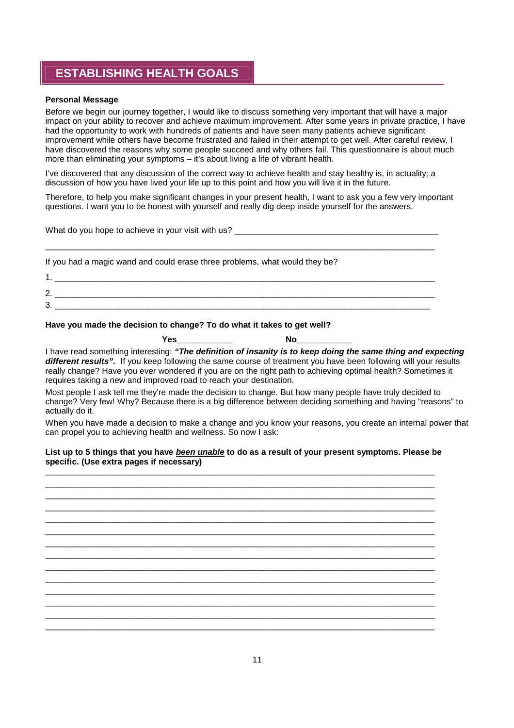# ESTABLISHING HEALTH GOALS

**Personal Message**

Before we begin our journey together, I would like to discuss something very important that will have a major impact on your ability to recover and achieve maximum improvement. After some years in private practice, I have had the opportunity to work with hundreds of patients and have seen many patients achieve significant improvement while others have become frustrated and failed in their attempt to get well. After careful review, I have discovered the reasons why some people succeed and why others fail. This questionnaire is about much more than eliminating your symptoms – it's about living a life of vibrant health.

I've discovered that any discussion of the correct way to achieve health and stay healthy is, in actuality; a discussion of how you have lived your life up to this point and how you will live it in the future.

Therefore, to help you make significant changes in your present health, I want to ask you a few very important questions. I want you to be honest with yourself and really dig deep inside yourself for the answers.

What do you hope to achieve in your visit with us? ___________________________________________

_____________________________________________________________________________________

If you had a magic wand and could erase three problems, what would they be?

1. ___________________________________________________________________________________
2. ___________________________________________________________________________________
3. ___________________________________________________________________________________

**Have you made the decision to change? To do what it takes to get well?**

**Yes**____________ **No**____________

I have read something interesting: ***"The definition of insanity is to keep doing the same thing and expecting different results".*** If you keep following the same course of treatment you have been following will your results really change? Have you ever wondered if you are on the right path to achieving optimal health? Sometimes it requires taking a new and improved road to reach your destination.

Most people I ask tell me they're made the decision to change. But how many people have truly decided to change? Very few! Why? Because there is a big difference between deciding something and having "reasons" to actually do it.

When you have made a decision to make a change and you know your reasons, you create an internal power that can propel you to achieving health and wellness. So now I ask:

**List up to 5 things that you have *<u>been unable</u>* to do as a result of your present symptoms. Please be specific. (Use extra pages if necessary)**

_____________________________________________________________________________________
_____________________________________________________________________________________
_____________________________________________________________________________________
_____________________________________________________________________________________
_____________________________________________________________________________________
_____________________________________________________________________________________
_____________________________________________________________________________________
_____________________________________________________________________________________
_____________________________________________________________________________________
_____________________________________________________________________________________
_____________________________________________________________________________________
_____________________________________________________________________________________
_____________________________________________________________________________________
_____________________________________________________________________________________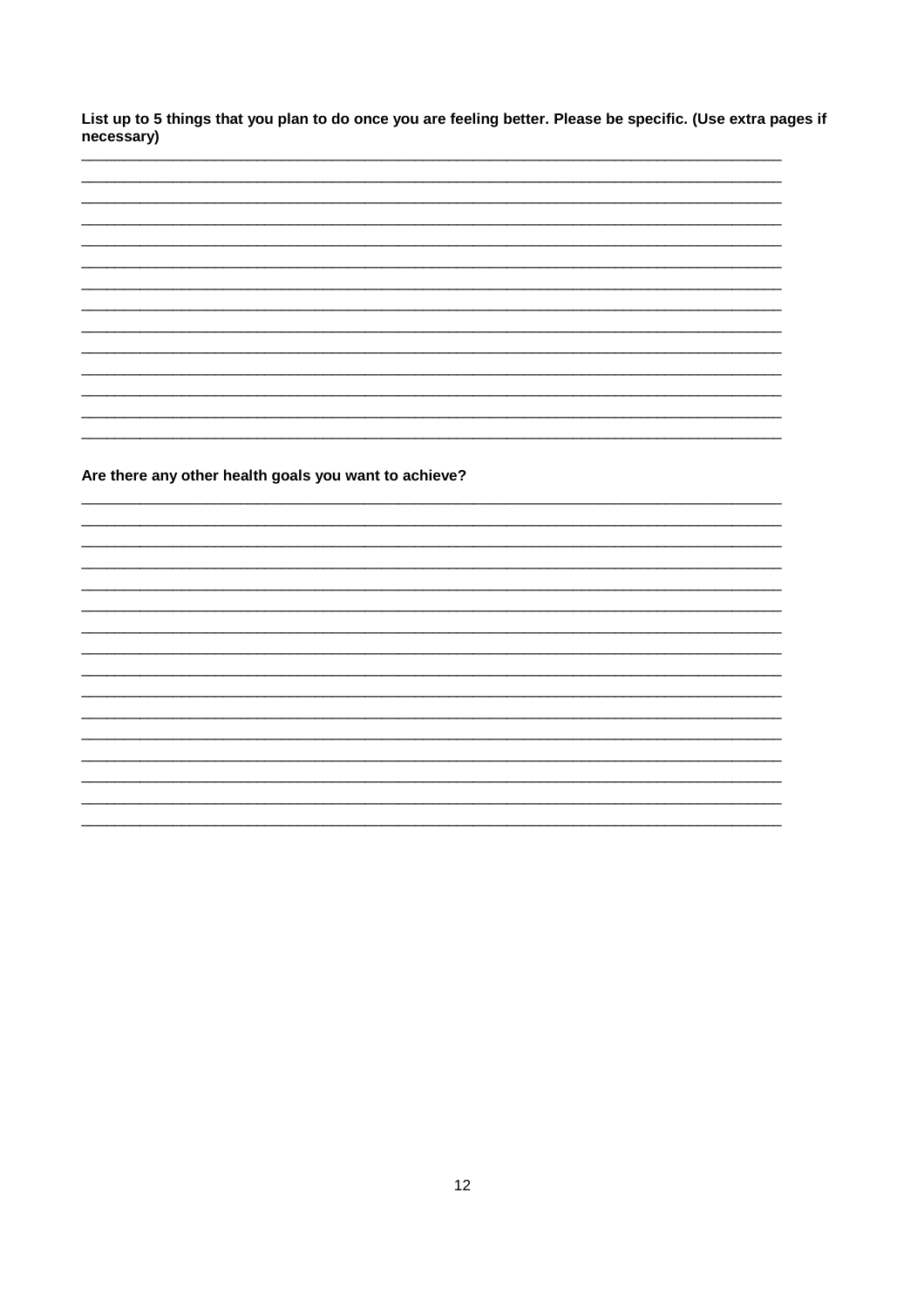**List up to 5 things that you plan to do once you are feeling better. Please be specific. (Use extra pages if necessary)**

_______________________________________________________________________________
_______________________________________________________________________________
_______________________________________________________________________________
_______________________________________________________________________________
_______________________________________________________________________________
_______________________________________________________________________________
_______________________________________________________________________________
_______________________________________________________________________________
_______________________________________________________________________________
_______________________________________________________________________________
_______________________________________________________________________________
_______________________________________________________________________________
_______________________________________________________________________________
_______________________________________________________________________________

**Are there any other health goals you want to achieve?**

_______________________________________________________________________________
_______________________________________________________________________________
_______________________________________________________________________________
_______________________________________________________________________________
_______________________________________________________________________________
_______________________________________________________________________________
_______________________________________________________________________________
_______________________________________________________________________________
_______________________________________________________________________________
_______________________________________________________________________________
_______________________________________________________________________________
_______________________________________________________________________________
_______________________________________________________________________________
_______________________________________________________________________________
_______________________________________________________________________________
_______________________________________________________________________________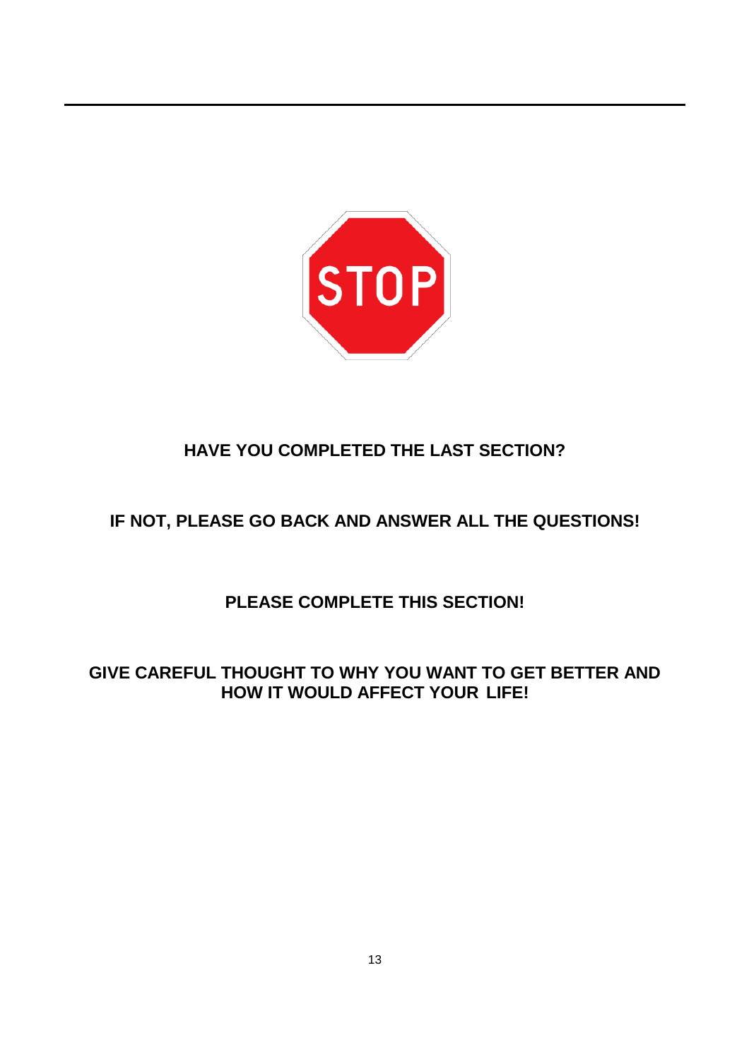STOP

**HAVE YOU COMPLETED THE LAST SECTION?**

**IF NOT, PLEASE GO BACK AND ANSWER ALL THE QUESTIONS!**

**PLEASE COMPLETE THIS SECTION!**

**GIVE CAREFUL THOUGHT TO WHY YOU WANT TO GET BETTER AND HOW IT WOULD AFFECT YOUR LIFE!**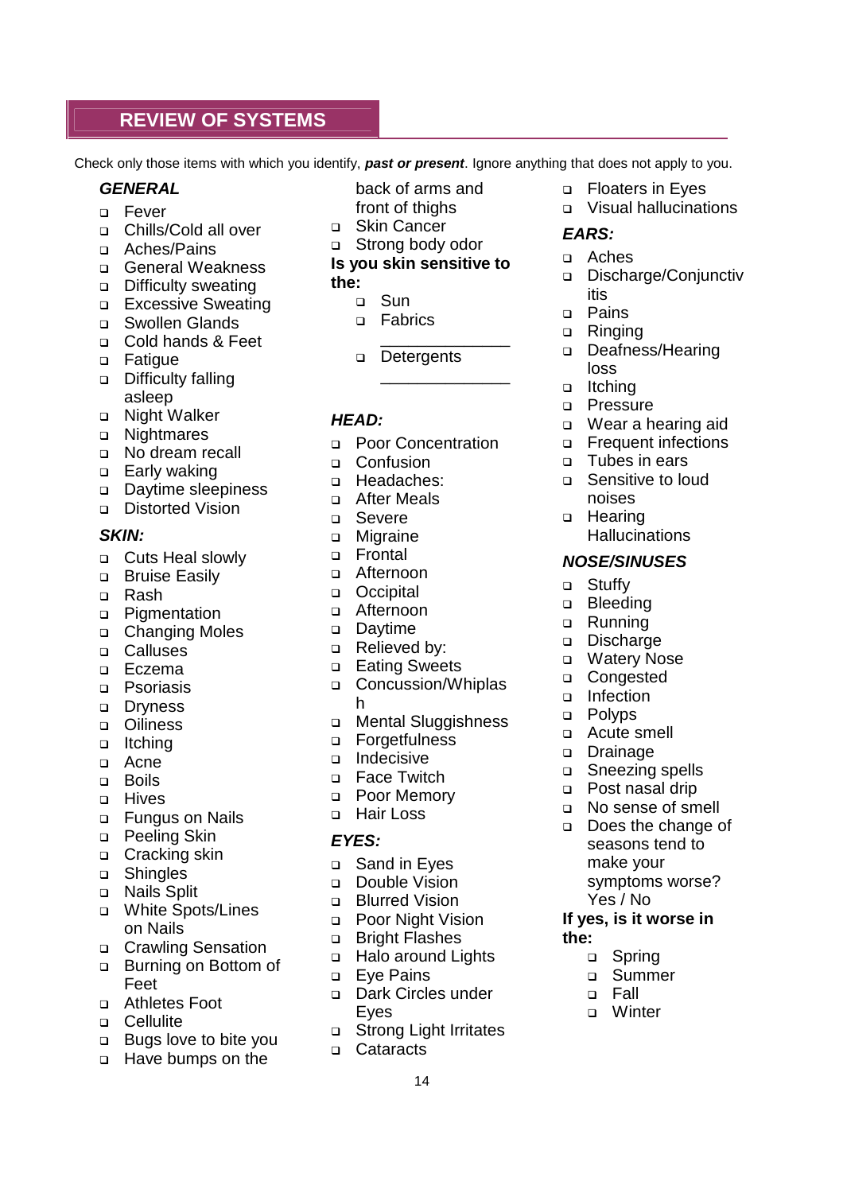## REVIEW OF SYSTEMS

Check only those items with which you identify, ***past or present***. Ignore anything that does not apply to you.

### *GENERAL*

- Fever
- Chills/Cold all over
- Aches/Pains
- General Weakness
- Difficulty sweating
- Excessive Sweating
- Swollen Glands
- Cold hands & Feet
- Fatigue
- Difficulty falling asleep
- Night Walker
- Nightmares
- No dream recall
- Early waking
- Daytime sleepiness
- Distorted Vision

### *SKIN:*

- Cuts Heal slowly
- Bruise Easily
- Rash
- Pigmentation
- Changing Moles
- Calluses
- Eczema
- Psoriasis
- Dryness
- Oiliness
- Itching
- Acne
- Boils
- Hives
- Fungus on Nails
- Peeling Skin
- Cracking skin
- Shingles
- Nails Split
- White Spots/Lines on Nails
- Crawling Sensation
- Burning on Bottom of Feet
- Athletes Foot
- Cellulite
- Bugs love to bite you
- Have bumps on the back of arms and front of thighs
- Skin Cancer
- Strong body odor

**Is you skin sensitive to the:**

- Sun
- Fabrics ______________
- Detergents ______________

### *HEAD:*

- Poor Concentration
- Confusion
- Headaches:
- After Meals
- Severe
- Migraine
- Frontal
- Afternoon
- Occipital
- Afternoon
- Daytime
- Relieved by:
- Eating Sweets
- Concussion/Whiplash
- Mental Sluggishness
- Forgetfulness
- Indecisive
- Face Twitch
- Poor Memory
- Hair Loss

### *EYES:*

- Sand in Eyes
- Double Vision
- Blurred Vision
- Poor Night Vision
- Bright Flashes
- Halo around Lights
- Eye Pains
- Dark Circles under Eyes
- Strong Light Irritates
- Cataracts
- Floaters in Eyes
- Visual hallucinations

### *EARS:*

- Aches
- Discharge/Conjunctivitis
- Pains
- Ringing
- Deafness/Hearing loss
- Itching
- Pressure
- Wear a hearing aid
- Frequent infections
- Tubes in ears
- Sensitive to loud noises
- Hearing Hallucinations

### *NOSE/SINUSES*

- Stuffy
- Bleeding
- Running
- Discharge
- Watery Nose
- Congested
- Infection
- Polyps
- Acute smell
- Drainage
- Sneezing spells
- Post nasal drip
- No sense of smell
- Does the change of seasons tend to make your symptoms worse? Yes / No

**If yes, is it worse in the:**

- Spring
- Summer
- Fall
- Winter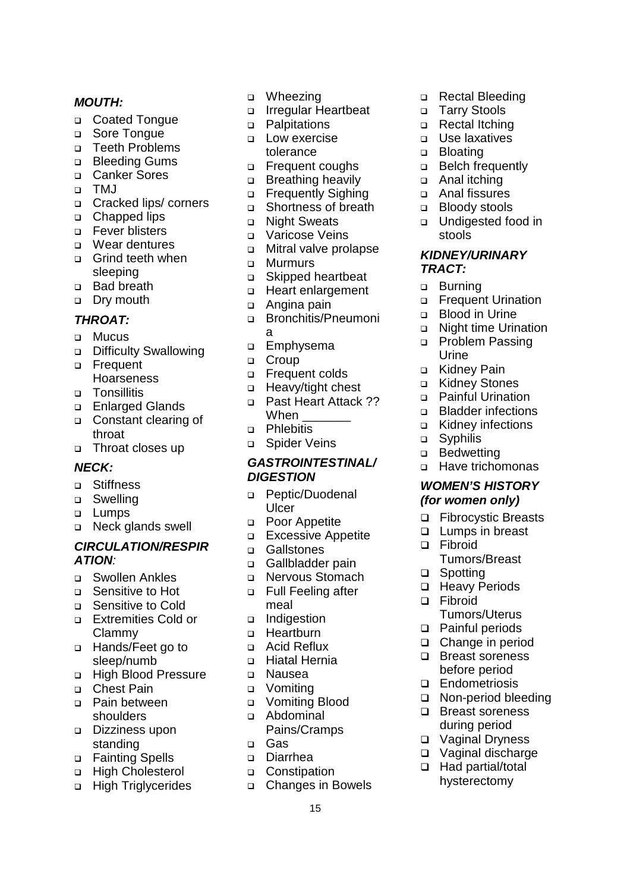### *MOUTH:*

- Coated Tongue
- Sore Tongue
- Teeth Problems
- Bleeding Gums
- Canker Sores
- TMJ
- Cracked lips/ corners
- Chapped lips
- Fever blisters
- Wear dentures
- Grind teeth when sleeping
- Bad breath
- Dry mouth

### *THROAT:*

- Mucus
- Difficulty Swallowing
- Frequent Hoarseness
- Tonsillitis
- Enlarged Glands
- Constant clearing of throat
- Throat closes up

### *NECK:*

- Stiffness
- Swelling
- Lumps
- Neck glands swell

### *CIRCULATION/RESPIRATION:*

- Swollen Ankles
- Sensitive to Hot
- Sensitive to Cold
- Extremities Cold or Clammy
- Hands/Feet go to sleep/numb
- High Blood Pressure
- Chest Pain
- Pain between shoulders
- Dizziness upon standing
- Fainting Spells
- High Cholesterol
- High Triglycerides
- Wheezing
- Irregular Heartbeat
- Palpitations
- Low exercise tolerance
- Frequent coughs
- Breathing heavily
- Frequently Sighing
- Shortness of breath
- Night Sweats
- Varicose Veins
- Mitral valve prolapse
- Murmurs
- Skipped heartbeat
- Heart enlargement
- Angina pain
- Bronchitis/Pneumonia
- Emphysema
- Croup
- Frequent colds
- Heavy/tight chest
- Past Heart Attack ?? When _______
- Phlebitis
- Spider Veins

### *GASTROINTESTINAL/ DIGESTION*

- Peptic/Duodenal Ulcer
- Poor Appetite
- Excessive Appetite
- Gallstones
- Gallbladder pain
- Nervous Stomach
- Full Feeling after meal
- Indigestion
- Heartburn
- Acid Reflux
- Hiatal Hernia
- Nausea
- Vomiting
- Vomiting Blood
- Abdominal Pains/Cramps
- Gas
- Diarrhea
- Constipation
- Changes in Bowels
- Rectal Bleeding
- Tarry Stools
- Rectal Itching
- Use laxatives
- Bloating
- Belch frequently
- Anal itching
- Anal fissures
- Bloody stools
- Undigested food in stools

### *KIDNEY/URINARY TRACT:*

- Burning
- Frequent Urination
- Blood in Urine
- Night time Urination
- Problem Passing Urine
- Kidney Pain
- Kidney Stones
- Painful Urination
- Bladder infections
- Kidney infections
- Syphilis
- Bedwetting
- Have trichomonas

### *WOMEN'S HISTORY (for women only)*

- Fibrocystic Breasts
- Lumps in breast
- Fibroid Tumors/Breast
- Spotting
- Heavy Periods
- Fibroid Tumors/Uterus
- Painful periods
- Change in period
- Breast soreness before period
- Endometriosis
- Non-period bleeding
- Breast soreness during period
- Vaginal Dryness
- Vaginal discharge
- Had partial/total hysterectomy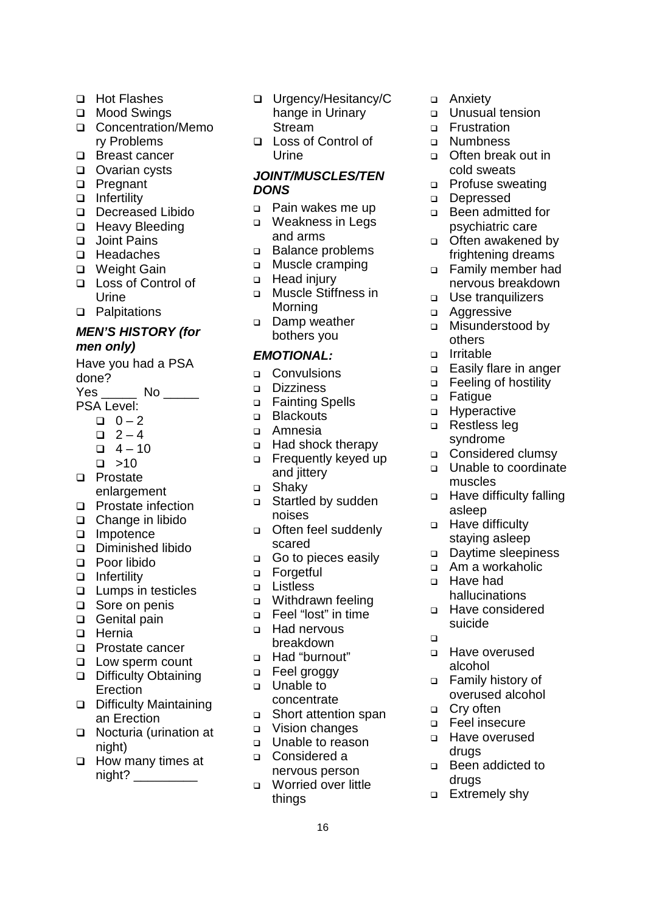- Hot Flashes
- Mood Swings
- Concentration/Memory Problems
- Breast cancer
- Ovarian cysts
- Pregnant
- Infertility
- Decreased Libido
- Heavy Bleeding
- Joint Pains
- Headaches
- Weight Gain
- Loss of Control of Urine
- Palpitations

***MEN'S HISTORY (for men only)***

Have you had a PSA done?

Yes _____ No _____

PSA Level:

- 0 – 2
- 2 – 4
- 4 – 10
- >10

- Prostate enlargement
- Prostate infection
- Change in libido
- Impotence
- Diminished libido
- Poor libido
- Infertility
- Lumps in testicles
- Sore on penis
- Genital pain
- Hernia
- Prostate cancer
- Low sperm count
- Difficulty Obtaining Erection
- Difficulty Maintaining an Erection
- Nocturia (urination at night)
- How many times at night? _________

- Urgency/Hesitancy/Change in Urinary Stream
- Loss of Control of Urine

***JOINT/MUSCLES/TENDONS***

- Pain wakes me up
- Weakness in Legs and arms
- Balance problems
- Muscle cramping
- Head injury
- Muscle Stiffness in Morning
- Damp weather bothers you

***EMOTIONAL:***

- Convulsions
- Dizziness
- Fainting Spells
- Blackouts
- Amnesia
- Had shock therapy
- Frequently keyed up and jittery
- Shaky
- Startled by sudden noises
- Often feel suddenly scared
- Go to pieces easily
- Forgetful
- Listless
- Withdrawn feeling
- Feel "lost" in time
- Had nervous breakdown
- Had "burnout"
- Feel groggy
- Unable to concentrate
- Short attention span
- Vision changes
- Unable to reason
- Considered a nervous person
- Worried over little things
- Anxiety
- Unusual tension
- Frustration
- Numbness
- Often break out in cold sweats
- Profuse sweating
- Depressed
- Been admitted for psychiatric care
- Often awakened by frightening dreams
- Family member had nervous breakdown
- Use tranquilizers
- Aggressive
- Misunderstood by others
- Irritable
- Easily flare in anger
- Feeling of hostility
- Fatigue
- Hyperactive
- Restless leg syndrome
- Considered clumsy
- Unable to coordinate muscles
- Have difficulty falling asleep
- Have difficulty staying asleep
- Daytime sleepiness
- Am a workaholic
- Have had hallucinations
- Have considered suicide
- 
- Have overused alcohol
- Family history of overused alcohol
- Cry often
- Feel insecure
- Have overused drugs
- Been addicted to drugs
- Extremely shy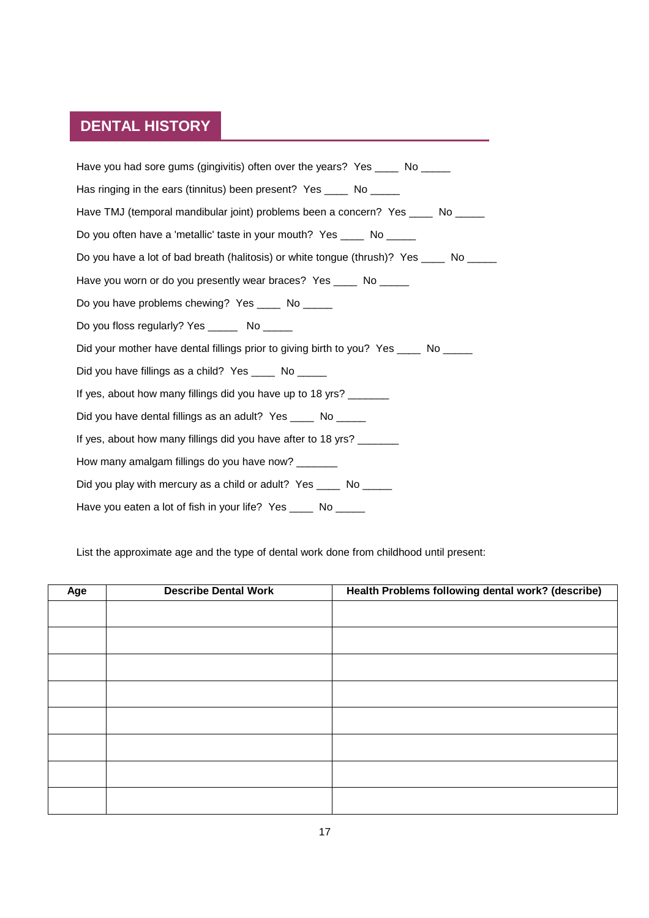## DENTAL HISTORY

Have you had sore gums (gingivitis) often over the years? Yes ____ No _____

Has ringing in the ears (tinnitus) been present? Yes ____ No _____

Have TMJ (temporal mandibular joint) problems been a concern? Yes ____ No _____

Do you often have a 'metallic' taste in your mouth? Yes ____ No _____

Do you have a lot of bad breath (halitosis) or white tongue (thrush)? Yes ____ No _____

Have you worn or do you presently wear braces? Yes ____ No _____

Do you have problems chewing? Yes ____ No _____

Do you floss regularly? Yes _____ No _____

Did your mother have dental fillings prior to giving birth to you? Yes ____ No _____

Did you have fillings as a child? Yes ____ No _____

If yes, about how many fillings did you have up to 18 yrs? _______

Did you have dental fillings as an adult? Yes ____ No _____

If yes, about how many fillings did you have after to 18 yrs? _______

How many amalgam fillings do you have now? _______

Did you play with mercury as a child or adult? Yes ____ No _____

Have you eaten a lot of fish in your life? Yes ____ No _____

List the approximate age and the type of dental work done from childhood until present:

| Age | Describe Dental Work | Health Problems following dental work? (describe) |
| --- | --- | --- |
| | | |
| | | |
| | | |
| | | |
| | | |
| | | |
| | | |
| | | |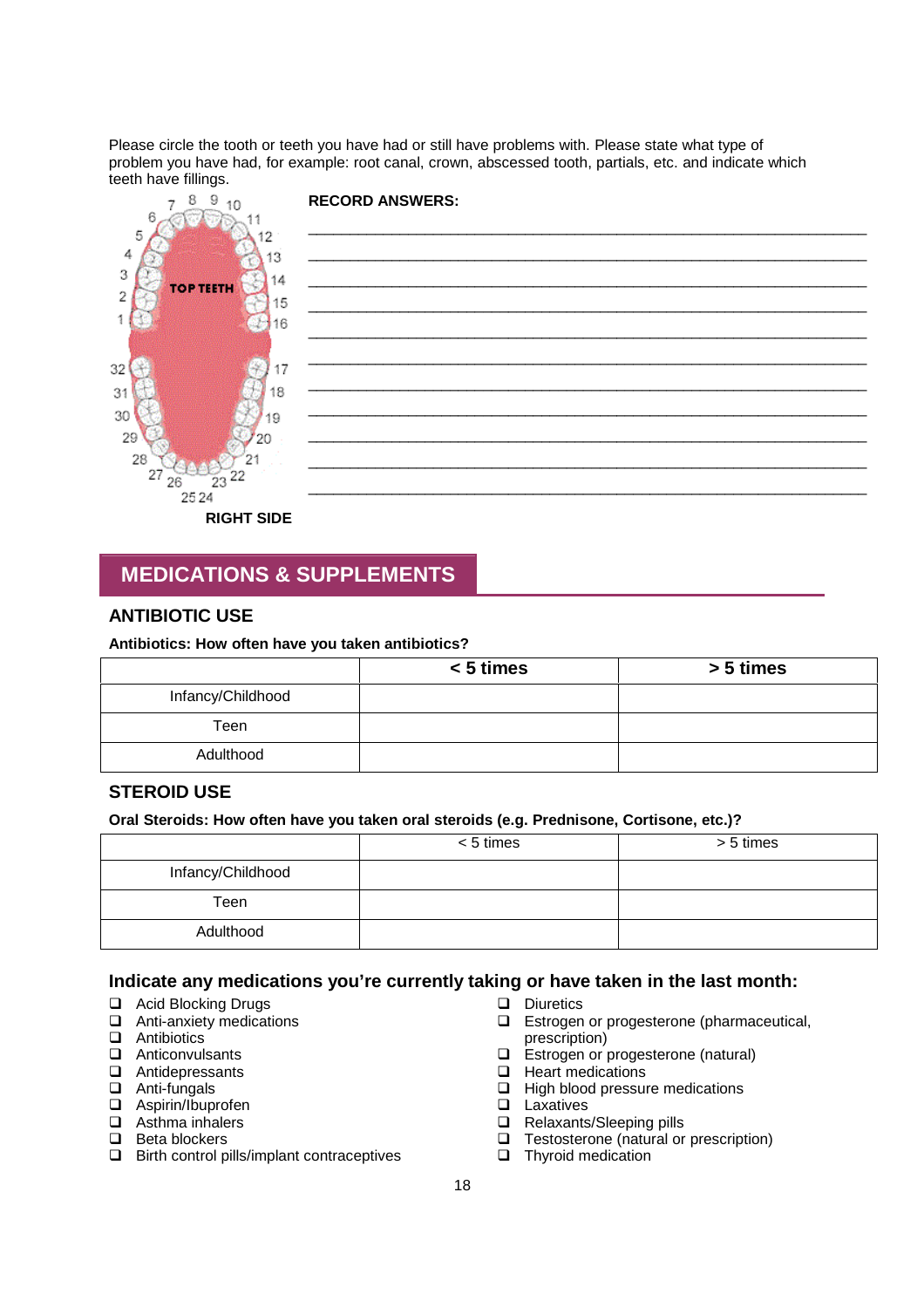Please circle the tooth or teeth you have had or still have problems with. Please state what type of problem you have had, for example: root canal, crown, abscessed tooth, partials, etc. and indicate which teeth have fillings.

TOP TEETH

1 2 3 4 5 6 7 8 9 10 11 12 13 14 15 16

32 31 30 29 28 27 26 25 24 23 22 21 20 19 18 17

RIGHT SIDE

**RECORD ANSWERS:**

_______________________________________________________________

_______________________________________________________________

_______________________________________________________________

_______________________________________________________________

_______________________________________________________________

_______________________________________________________________

_______________________________________________________________

_______________________________________________________________

_______________________________________________________________

_______________________________________________________________

_______________________________________________________________

## MEDICATIONS & SUPPLEMENTS

### ANTIBIOTIC USE

**Antibiotics: How often have you taken antibiotics?**

| | **< 5 times** | **> 5 times** |
|---|---|---|
| Infancy/Childhood | | |
| Teen | | |
| Adulthood | | |

### STEROID USE

**Oral Steroids: How often have you taken oral steroids (e.g. Prednisone, Cortisone, etc.)?**

| | < 5 times | > 5 times |
|---|---|---|
| Infancy/Childhood | | |
| Teen | | |
| Adulthood | | |

### Indicate any medications you're currently taking or have taken in the last month:

- ❑ Acid Blocking Drugs
- ❑ Anti-anxiety medications
- ❑ Antibiotics
- ❑ Anticonvulsants
- ❑ Antidepressants
- ❑ Anti-fungals
- ❑ Aspirin/Ibuprofen
- ❑ Asthma inhalers
- ❑ Beta blockers
- ❑ Birth control pills/implant contraceptives
- ❑ Diuretics
- ❑ Estrogen or progesterone (pharmaceutical, prescription)
- ❑ Estrogen or progesterone (natural)
- ❑ Heart medications
- ❑ High blood pressure medications
- ❑ Laxatives
- ❑ Relaxants/Sleeping pills
- ❑ Testosterone (natural or prescription)
- ❑ Thyroid medication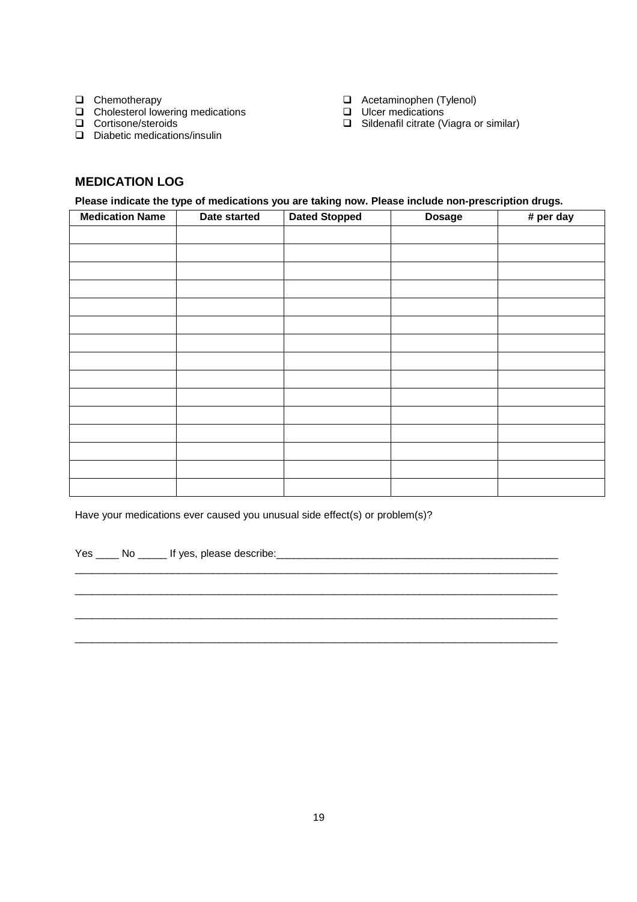- ❑ Chemotherapy
- ❑ Cholesterol lowering medications
- ❑ Cortisone/steroids
- ❑ Diabetic medications/insulin
- ❑ Acetaminophen (Tylenol)
- ❑ Ulcer medications
- ❑ Sildenafil citrate (Viagra or similar)

## MEDICATION LOG

**Please indicate the type of medications you are taking now. Please include non-prescription drugs.**

| Medication Name | Date started | Dated Stopped | Dosage | # per day |
|---|---|---|---|---|
| | | | | |
| | | | | |
| | | | | |
| | | | | |
| | | | | |
| | | | | |
| | | | | |
| | | | | |
| | | | | |
| | | | | |
| | | | | |
| | | | | |
| | | | | |
| | | | | |
| | | | | |

Have your medications ever caused you unusual side effect(s) or problem(s)?

Yes ____ No _____ If yes, please describe:__________________________________________________

_____________________________________________________________________________________

_____________________________________________________________________________________

_____________________________________________________________________________________

_____________________________________________________________________________________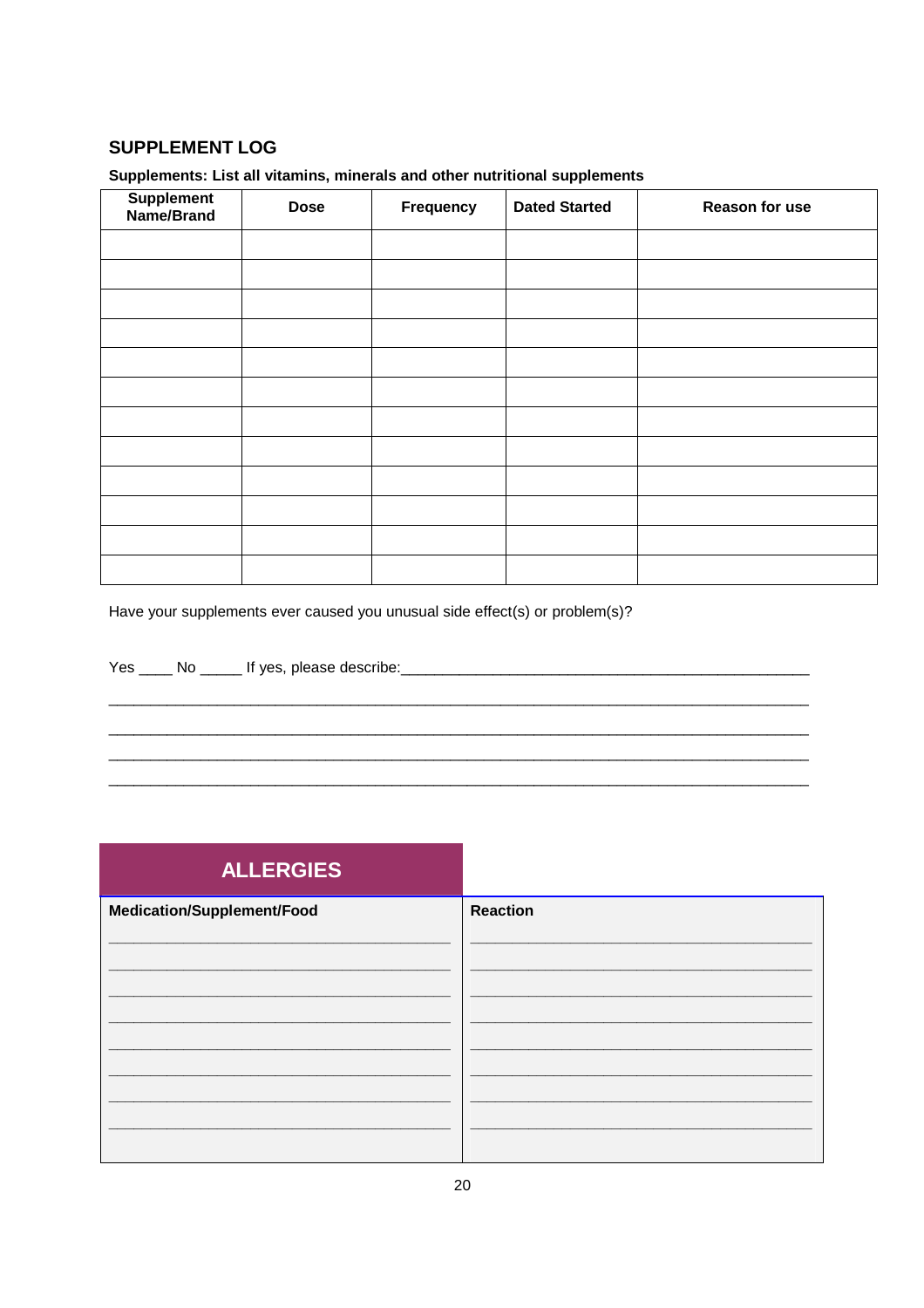## SUPPLEMENT LOG

**Supplements: List all vitamins, minerals and other nutritional supplements**

| Supplement Name/Brand | Dose | Frequency | Dated Started | Reason for use |
|---|---|---|---|---|
| | | | | |
| | | | | |
| | | | | |
| | | | | |
| | | | | |
| | | | | |
| | | | | |
| | | | | |
| | | | | |
| | | | | |
| | | | | |
| | | | | |

Have your supplements ever caused you unusual side effect(s) or problem(s)?

Yes ____ No _____ If yes, please describe:___________________________________________________

_____________________________________________________________________________________

_____________________________________________________________________________________

_____________________________________________________________________________________

_____________________________________________________________________________________

## ALLERGIES

| Medication/Supplement/Food | Reaction |
|---|---|
| ________________________________________ | ________________________________________ |
| ________________________________________ | ________________________________________ |
| ________________________________________ | ________________________________________ |
| ________________________________________ | ________________________________________ |
| ________________________________________ | ________________________________________ |
| ________________________________________ | ________________________________________ |
| ________________________________________ | ________________________________________ |
| ________________________________________ | ________________________________________ |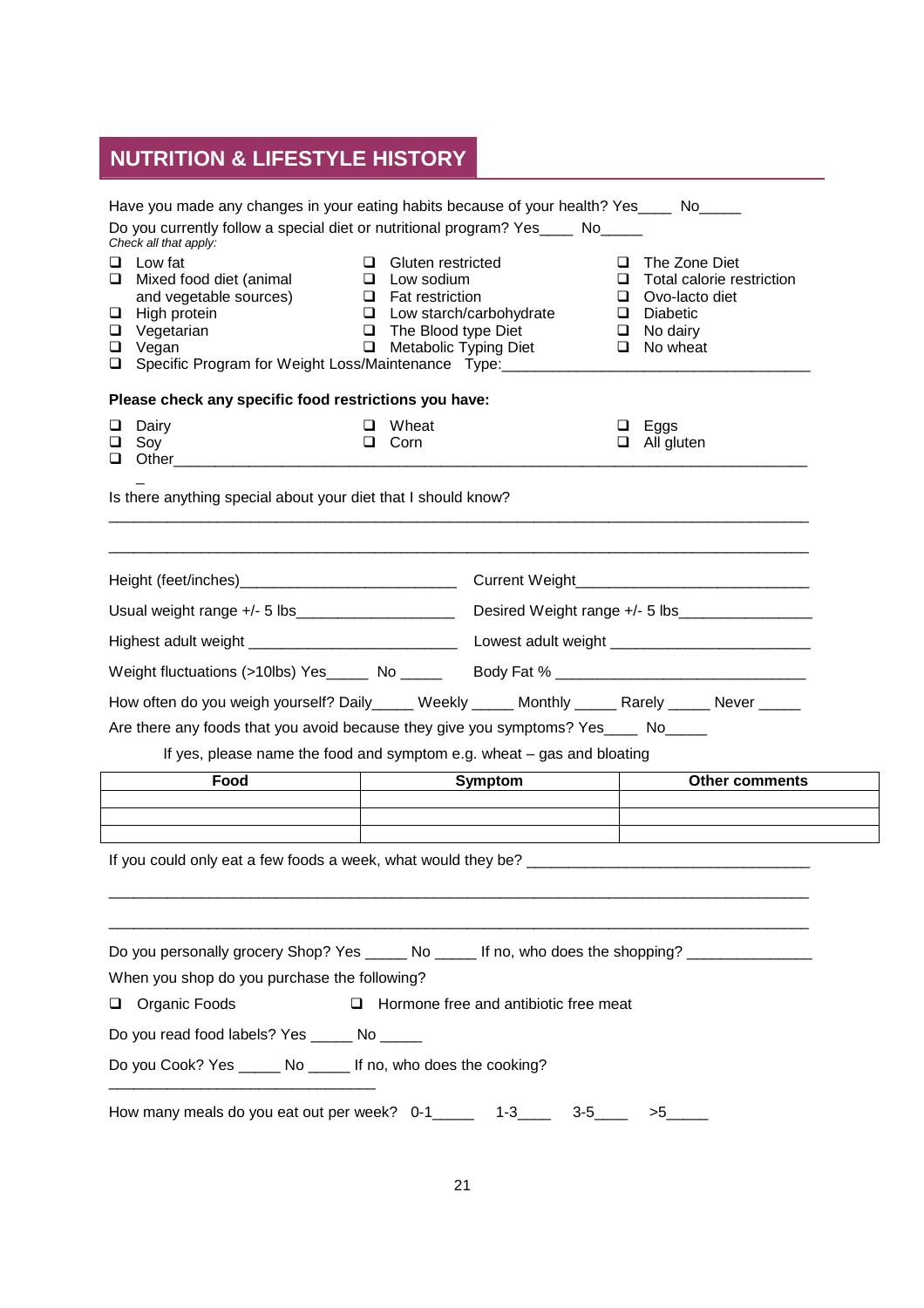## NUTRITION & LIFESTYLE HISTORY

Have you made any changes in your eating habits because of your health? Yes____ No_____

Do you currently follow a special diet or nutritional program? Yes____ No_____

*Check all that apply:*

- ❑ Low fat
- ❑ Mixed food diet (animal and vegetable sources)
- ❑ High protein
- ❑ Vegetarian
- ❑ Vegan
- ❑ Gluten restricted
- ❑ Low sodium
- ❑ Fat restriction
- ❑ Low starch/carbohydrate
- ❑ The Blood type Diet
- ❑ Metabolic Typing Diet
- ❑ The Zone Diet
- ❑ Total calorie restriction
- ❑ Ovo-lacto diet
- ❑ Diabetic
- ❑ No dairy
- ❑ No wheat
- ❑ Specific Program for Weight Loss/Maintenance Type:_____________________________________

**Please check any specific food restrictions you have:**

- ❑ Dairy
- ❑ Soy
- ❑ Wheat
- ❑ Corn
- ❑ Eggs
- ❑ All gluten
- ❑ Other_______________________________________________________________________________

Is there anything special about your diet that I should know?

_______________________________________________________________________________

_______________________________________________________________________________

Height (feet/inches)__________________________ Current Weight___________________________

Usual weight range +/- 5 lbs___________________ Desired Weight range +/- 5 lbs_______________

Highest adult weight _________________________ Lowest adult weight _______________________

Weight fluctuations (>10lbs) Yes_____ No _____ Body Fat % ______________________________

How often do you weigh yourself? Daily_____ Weekly _____ Monthly _____ Rarely _____ Never _____

Are there any foods that you avoid because they give you symptoms? Yes____ No_____

If yes, please name the food and symptom e.g. wheat – gas and bloating

| Food | Symptom | Other comments |
|---|---|---|
| | | |
| | | |
| | | |

If you could only eat a few foods a week, what would they be? _________________________________

_______________________________________________________________________________

_______________________________________________________________________________

Do you personally grocery Shop? Yes _____ No _____ If no, who does the shopping? ______________

When you shop do you purchase the following?

- ❑ Organic Foods
- ❑ Hormone free and antibiotic free meat

Do you read food labels? Yes _____ No _____

Do you Cook? Yes _____ No _____ If no, who does the cooking? ______________________________

How many meals do you eat out per week? 0-1_____ 1-3____ 3-5____ >5_____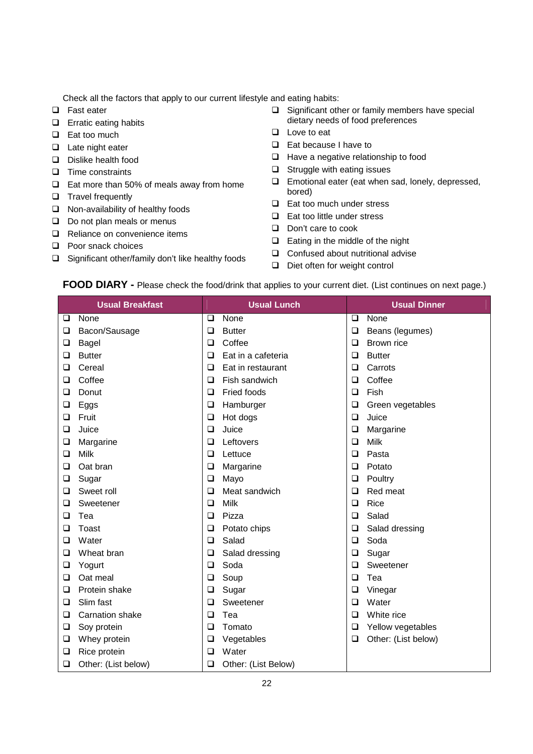Check all the factors that apply to our current lifestyle and eating habits:

- ❑ Fast eater
- ❑ Erratic eating habits
- ❑ Eat too much
- ❑ Late night eater
- ❑ Dislike health food
- ❑ Time constraints
- ❑ Eat more than 50% of meals away from home
- ❑ Travel frequently
- ❑ Non-availability of healthy foods
- ❑ Do not plan meals or menus
- ❑ Reliance on convenience items
- ❑ Poor snack choices
- ❑ Significant other/family don't like healthy foods
- ❑ Significant other or family members have special dietary needs of food preferences
- ❑ Love to eat
- ❑ Eat because I have to
- ❑ Have a negative relationship to food
- ❑ Struggle with eating issues
- ❑ Emotional eater (eat when sad, lonely, depressed, bored)
- ❑ Eat too much under stress
- ❑ Eat too little under stress
- ❑ Don't care to cook
- ❑ Eating in the middle of the night
- ❑ Confused about nutritional advise
- ❑ Diet often for weight control

**FOOD DIARY -** Please check the food/drink that applies to your current diet. (List continues on next page.)

| Usual Breakfast | Usual Lunch | Usual Dinner |
|---|---|---|
| ❑ None | ❑ None | ❑ None |
| ❑ Bacon/Sausage | ❑ Butter | ❑ Beans (legumes) |
| ❑ Bagel | ❑ Coffee | ❑ Brown rice |
| ❑ Butter | ❑ Eat in a cafeteria | ❑ Butter |
| ❑ Cereal | ❑ Eat in restaurant | ❑ Carrots |
| ❑ Coffee | ❑ Fish sandwich | ❑ Coffee |
| ❑ Donut | ❑ Fried foods | ❑ Fish |
| ❑ Eggs | ❑ Hamburger | ❑ Green vegetables |
| ❑ Fruit | ❑ Hot dogs | ❑ Juice |
| ❑ Juice | ❑ Juice | ❑ Margarine |
| ❑ Margarine | ❑ Leftovers | ❑ Milk |
| ❑ Milk | ❑ Lettuce | ❑ Pasta |
| ❑ Oat bran | ❑ Margarine | ❑ Potato |
| ❑ Sugar | ❑ Mayo | ❑ Poultry |
| ❑ Sweet roll | ❑ Meat sandwich | ❑ Red meat |
| ❑ Sweetener | ❑ Milk | ❑ Rice |
| ❑ Tea | ❑ Pizza | ❑ Salad |
| ❑ Toast | ❑ Potato chips | ❑ Salad dressing |
| ❑ Water | ❑ Salad | ❑ Soda |
| ❑ Wheat bran | ❑ Salad dressing | ❑ Sugar |
| ❑ Yogurt | ❑ Soda | ❑ Sweetener |
| ❑ Oat meal | ❑ Soup | ❑ Tea |
| ❑ Protein shake | ❑ Sugar | ❑ Vinegar |
| ❑ Slim fast | ❑ Sweetener | ❑ Water |
| ❑ Carnation shake | ❑ Tea | ❑ White rice |
| ❑ Soy protein | ❑ Tomato | ❑ Yellow vegetables |
| ❑ Whey protein | ❑ Vegetables | ❑ Other: (List below) |
| ❑ Rice protein | ❑ Water | |
| ❑ Other: (List below) | ❑ Other: (List Below) | |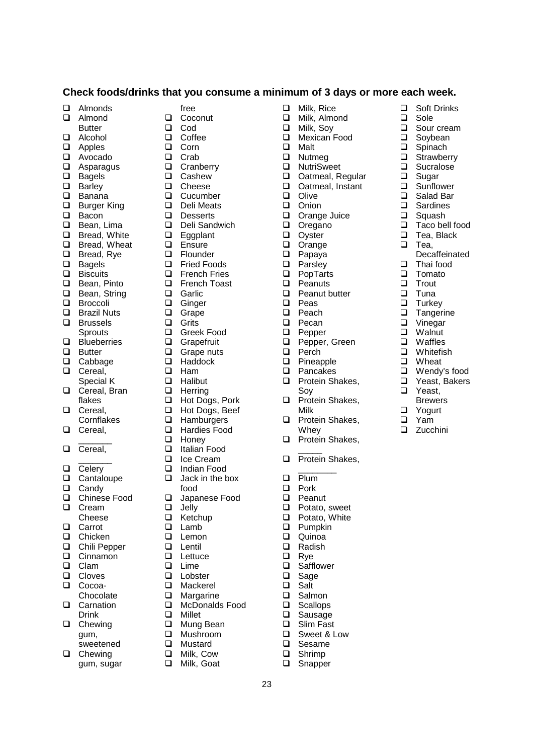**Check foods/drinks that you consume a minimum of 3 days or more each week.**

- ☐ Almonds
- ☐ Almond Butter
- ☐ Alcohol
- ☐ Apples
- ☐ Avocado
- ☐ Asparagus
- ☐ Bagels
- ☐ Barley
- ☐ Banana
- ☐ Burger King
- ☐ Bacon
- ☐ Bean, Lima
- ☐ Bread, White
- ☐ Bread, Wheat
- ☐ Bread, Rye
- ☐ Bagels
- ☐ Biscuits
- ☐ Bean, Pinto
- ☐ Bean, String
- ☐ Broccoli
- ☐ Brazil Nuts
- ☐ Brussels Sprouts
- ☐ Blueberries
- ☐ Butter
- ☐ Cabbage
- ☐ Cereal, Special K
- ☐ Cereal, Bran flakes
- ☐ Cereal, Cornflakes
- ☐ Cereal, _______
- ☐ Cereal, _______
- ☐ Celery
- ☐ Cantaloupe
- ☐ Candy
- ☐ Chinese Food
- ☐ Cream Cheese
- ☐ Carrot
- ☐ Chicken
- ☐ Chili Pepper
- ☐ Cinnamon
- ☐ Clam
- ☐ Cloves
- ☐ Cocoa-Chocolate
- ☐ Carnation Drink
- ☐ Chewing gum, sweetened
- ☐ Chewing gum, sugar free
- ☐ Coconut
- ☐ Cod
- ☐ Coffee
- ☐ Corn
- ☐ Crab
- ☐ Cranberry
- ☐ Cashew
- ☐ Cheese
- ☐ Cucumber
- ☐ Deli Meats
- ☐ Desserts
- ☐ Deli Sandwich
- ☐ Eggplant
- ☐ Ensure
- ☐ Flounder
- ☐ Fried Foods
- ☐ French Fries
- ☐ French Toast
- ☐ Garlic
- ☐ Ginger
- ☐ Grape
- ☐ Grits
- ☐ Greek Food
- ☐ Grapefruit
- ☐ Grape nuts
- ☐ Haddock
- ☐ Ham
- ☐ Halibut
- ☐ Herring
- ☐ Hot Dogs, Pork
- ☐ Hot Dogs, Beef
- ☐ Hamburgers
- ☐ Hardies Food
- ☐ Honey
- ☐ Italian Food
- ☐ Ice Cream
- ☐ Indian Food
- ☐ Jack in the box food
- ☐ Japanese Food
- ☐ Jelly
- ☐ Ketchup
- ☐ Lamb
- ☐ Lemon
- ☐ Lentil
- ☐ Lettuce
- ☐ Lime
- ☐ Lobster
- ☐ Mackerel
- ☐ Margarine
- ☐ McDonalds Food
- ☐ Millet
- ☐ Mung Bean
- ☐ Mushroom
- ☐ Mustard
- ☐ Milk, Cow
- ☐ Milk, Goat
- ☐ Milk, Rice
- ☐ Milk, Almond
- ☐ Milk, Soy
- ☐ Mexican Food
- ☐ Malt
- ☐ Nutmeg
- ☐ NutriSweet
- ☐ Oatmeal, Regular
- ☐ Oatmeal, Instant
- ☐ Olive
- ☐ Onion
- ☐ Orange Juice
- ☐ Oregano
- ☐ Oyster
- ☐ Orange
- ☐ Papaya
- ☐ Parsley
- ☐ PopTarts
- ☐ Peanuts
- ☐ Peanut butter
- ☐ Peas
- ☐ Peach
- ☐ Pecan
- ☐ Pepper
- ☐ Pepper, Green
- ☐ Perch
- ☐ Pineapple
- ☐ Pancakes
- ☐ Protein Shakes, Soy
- ☐ Protein Shakes, Milk
- ☐ Protein Shakes, Whey
- ☐ Protein Shakes, _____
- ☐ Protein Shakes, ________
- ☐ Plum
- ☐ Pork
- ☐ Peanut
- ☐ Potato, sweet
- ☐ Potato, White
- ☐ Pumpkin
- ☐ Quinoa
- ☐ Radish
- ☐ Rye
- ☐ Safflower
- ☐ Sage
- ☐ Salt
- ☐ Salmon
- ☐ Scallops
- ☐ Sausage
- ☐ Slim Fast
- ☐ Sweet & Low
- ☐ Sesame
- ☐ Shrimp
- ☐ Snapper
- ☐ Soft Drinks
- ☐ Sole
- ☐ Sour cream
- ☐ Soybean
- ☐ Spinach
- ☐ Strawberry
- ☐ Sucralose
- ☐ Sugar
- ☐ Sunflower
- ☐ Salad Bar
- ☐ Sardines
- ☐ Squash
- ☐ Taco bell food
- ☐ Tea, Black
- ☐ Tea, Decaffeinated
- ☐ Thai food
- ☐ Tomato
- ☐ Trout
- ☐ Tuna
- ☐ Turkey
- ☐ Tangerine
- ☐ Vinegar
- ☐ Walnut
- ☐ Waffles
- ☐ Whitefish
- ☐ Wheat
- ☐ Wendy's food
- ☐ Yeast, Bakers
- ☐ Yeast, Brewers
- ☐ Yogurt
- ☐ Yam
- ☐ Zucchini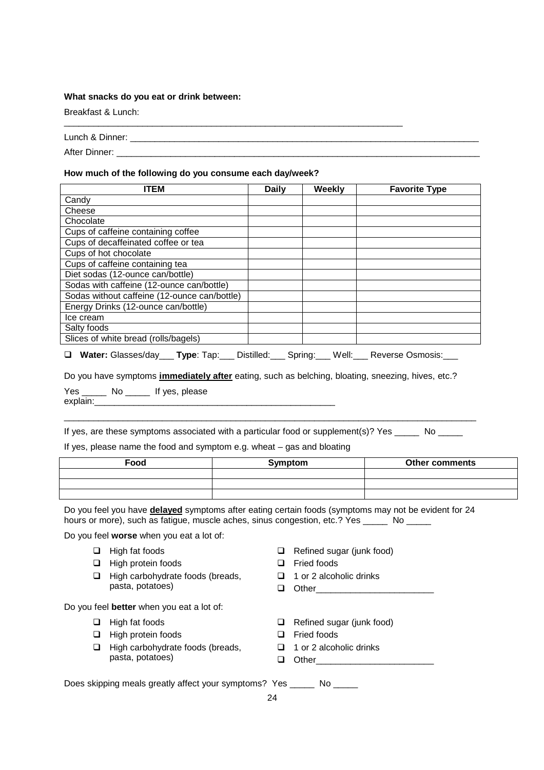**What snacks do you eat or drink between:**

Breakfast & Lunch: ________________________________________________________________________

Lunch & Dinner: ___________________________________________________________________________

After Dinner: _____________________________________________________________________________

**How much of the following do you consume each day/week?**

| ITEM | Daily | Weekly | Favorite Type |
|---|---|---|---|
| Candy | | | |
| Cheese | | | |
| Chocolate | | | |
| Cups of caffeine containing coffee | | | |
| Cups of decaffeinated coffee or tea | | | |
| Cups of hot chocolate | | | |
| Cups of caffeine containing tea | | | |
| Diet sodas (12-ounce can/bottle) | | | |
| Sodas with caffeine (12-ounce can/bottle) | | | |
| Sodas without caffeine (12-ounce can/bottle) | | | |
| Energy Drinks (12-ounce can/bottle) | | | |
| Ice cream | | | |
| Salty foods | | | |
| Slices of white bread (rolls/bagels) | | | |

- ❑ **Water:** Glasses/day___ **Type**: Tap:___ Distilled:___ Spring:___ Well:___ Reverse Osmosis:___

Do you have symptoms **immediately after** eating, such as belching, bloating, sneezing, hives, etc.?

Yes _____ No _____ If yes, please explain:__________________________________________________

________________________________________________________________________________________

If yes, are these symptoms associated with a particular food or supplement(s)? Yes _____ No _____

If yes, please name the food and symptom e.g. wheat – gas and bloating

| Food | Symptom | Other comments |
|---|---|---|
| | | |
| | | |
| | | |

Do you feel you have **delayed** symptoms after eating certain foods (symptoms may not be evident for 24 hours or more), such as fatigue, muscle aches, sinus congestion, etc.? Yes _____ No _____

Do you feel **worse** when you eat a lot of:

- ❑ High fat foods
- ❑ High protein foods
- ❑ High carbohydrate foods (breads, pasta, potatoes)
- ❑ Refined sugar (junk food)
- ❑ Fried foods
- ❑ 1 or 2 alcoholic drinks
- ❑ Other________________________

Do you feel **better** when you eat a lot of:

- ❑ High fat foods
- ❑ High protein foods
- ❑ High carbohydrate foods (breads, pasta, potatoes)
- ❑ Refined sugar (junk food)
- ❑ Fried foods
- ❑ 1 or 2 alcoholic drinks
- ❑ Other________________________

Does skipping meals greatly affect your symptoms? Yes _____ No _____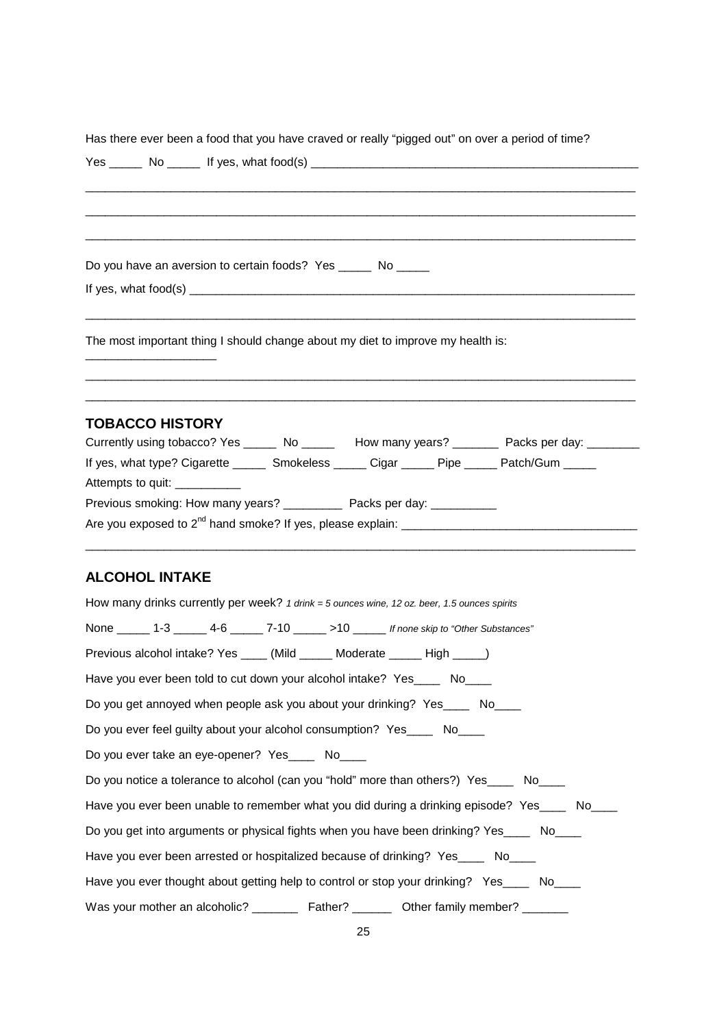Has there ever been a food that you have craved or really "pigged out" on over a period of time?

Yes _____ No _____ If yes, what food(s) ___________________________________________________

___________________________________________________________________________________

___________________________________________________________________________________

___________________________________________________________________________________

Do you have an aversion to certain foods? Yes _____ No _____

If yes, what food(s) _________________________________________________________________

___________________________________________________________________________________

The most important thing I should change about my diet to improve my health is: ____________________

___________________________________________________________________________________

___________________________________________________________________________________

## TOBACCO HISTORY

Currently using tobacco? Yes _____ No _____ How many years? _______ Packs per day: ________

If yes, what type? Cigarette _____ Smokeless _____ Cigar _____ Pipe _____ Patch/Gum _____

Attempts to quit: __________

Previous smoking: How many years? _________ Packs per day: __________

Are you exposed to 2nd hand smoke? If yes, please explain: ___________________________________

___________________________________________________________________________________

## ALCOHOL INTAKE

How many drinks currently per week? *1 drink = 5 ounces wine, 12 oz. beer, 1.5 ounces spirits*

None _____ 1-3 _____ 4-6 _____ 7-10 _____ >10 _____ *If none skip to "Other Substances"*

Previous alcohol intake? Yes ____ (Mild _____ Moderate _____ High _____)

Have you ever been told to cut down your alcohol intake? Yes____ No____

Do you get annoyed when people ask you about your drinking? Yes____ No____

Do you ever feel guilty about your alcohol consumption? Yes____ No____

Do you ever take an eye-opener? Yes____ No____

Do you notice a tolerance to alcohol (can you "hold" more than others?) Yes____ No____

Have you ever been unable to remember what you did during a drinking episode? Yes____ No____

Do you get into arguments or physical fights when you have been drinking? Yes____ No____

Have you ever been arrested or hospitalized because of drinking? Yes____ No____

Have you ever thought about getting help to control or stop your drinking? Yes____ No____

Was your mother an alcoholic? _______ Father? ______ Other family member? _______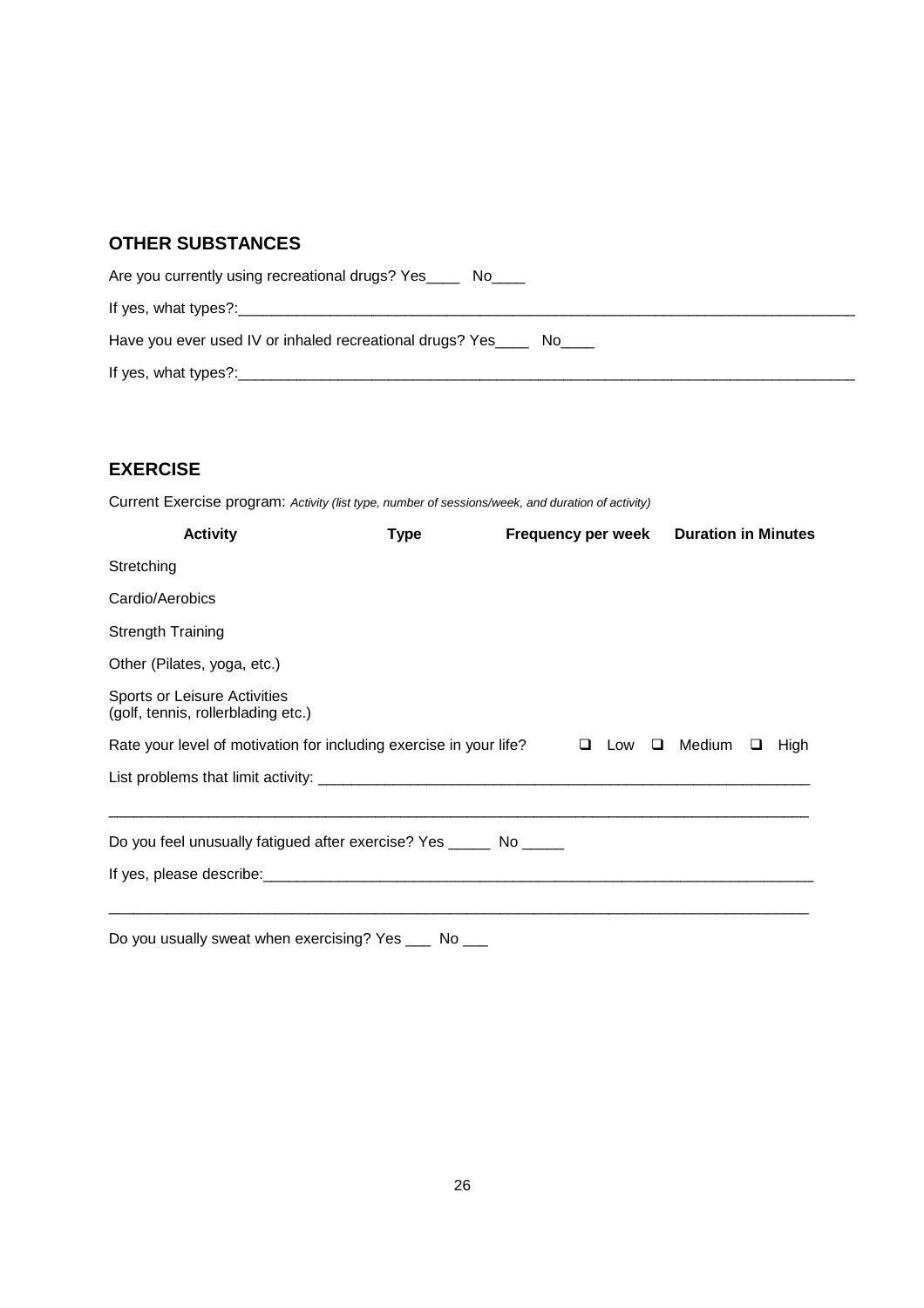## OTHER SUBSTANCES

Are you currently using recreational drugs? Yes____ No____

If yes, what types?:______________________________________________________________________________

Have you ever used IV or inhaled recreational drugs? Yes____ No____

If yes, what types?:______________________________________________________________________________

## EXERCISE

Current Exercise program: *Activity (list type, number of sessions/week, and duration of activity)*

| Activity | Type | Frequency per week | Duration in Minutes |
|---|---|---|---|
| Stretching | | | |
| Cardio/Aerobics | | | |
| Strength Training | | | |
| Other (Pilates, yoga, etc.) | | | |
| Sports or Leisure Activities (golf, tennis, rollerblading etc.) | | | |

Rate your level of motivation for including exercise in your life? ❑ Low ❑ Medium ❑ High

List problems that limit activity: ____________________________________________________________

____________________________________________________________________________________________

Do you feel unusually fatigued after exercise? Yes _____ No _____

If yes, please describe:____________________________________________________________________

____________________________________________________________________________________________

Do you usually sweat when exercising? Yes ___ No ___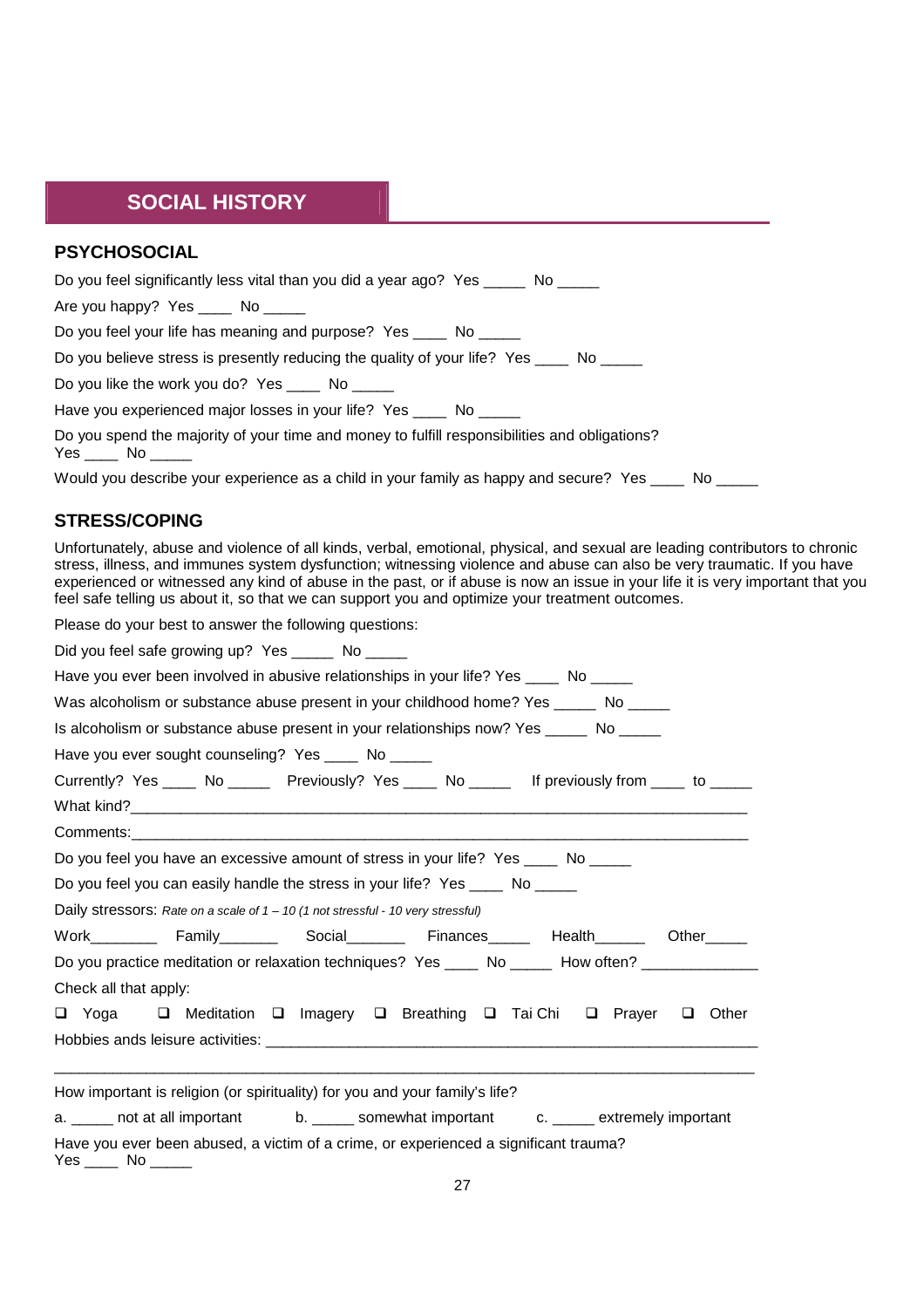## SOCIAL HISTORY

### PSYCHOSOCIAL

Do you feel significantly less vital than you did a year ago? Yes _____ No _____

Are you happy? Yes ____ No _____

Do you feel your life has meaning and purpose? Yes ____ No _____

Do you believe stress is presently reducing the quality of your life? Yes ____ No _____

Do you like the work you do? Yes ____ No _____

Have you experienced major losses in your life? Yes ____ No _____

Do you spend the majority of your time and money to fulfill responsibilities and obligations?
Yes ____ No _____

Would you describe your experience as a child in your family as happy and secure? Yes ____ No _____

### STRESS/COPING

Unfortunately, abuse and violence of all kinds, verbal, emotional, physical, and sexual are leading contributors to chronic stress, illness, and immunes system dysfunction; witnessing violence and abuse can also be very traumatic. If you have experienced or witnessed any kind of abuse in the past, or if abuse is now an issue in your life it is very important that you feel safe telling us about it, so that we can support you and optimize your treatment outcomes.

Please do your best to answer the following questions:

Did you feel safe growing up? Yes _____ No _____

Have you ever been involved in abusive relationships in your life? Yes ____ No _____

Was alcoholism or substance abuse present in your childhood home? Yes _____ No _____

Is alcoholism or substance abuse present in your relationships now? Yes _____ No _____

Have you ever sought counseling? Yes ____ No _____

Currently? Yes ____ No _____ Previously? Yes ____ No _____ If previously from ____ to _____

What kind?_______________________________________________________________________________

Comments:_______________________________________________________________________________

Do you feel you have an excessive amount of stress in your life? Yes ____ No _____

Do you feel you can easily handle the stress in your life? Yes ____ No _____

Daily stressors: *Rate on a scale of 1 – 10 (1 not stressful - 10 very stressful)*

Work________ Family_______ Social_______ Finances_____ Health______ Other_____

Do you practice meditation or relaxation techniques? Yes ____ No _____ How often? _____________

Check all that apply:

❑ Yoga ❑ Meditation ❑ Imagery ❑ Breathing ❑ Tai Chi ❑ Prayer ❑ Other

Hobbies ands leisure activities: ____________________________________________________________

_____________________________________________________________________________________

How important is religion (or spirituality) for you and your family's life?

a. _____ not at all important b. _____ somewhat important c. _____ extremely important

Have you ever been abused, a victim of a crime, or experienced a significant trauma?
Yes ____ No _____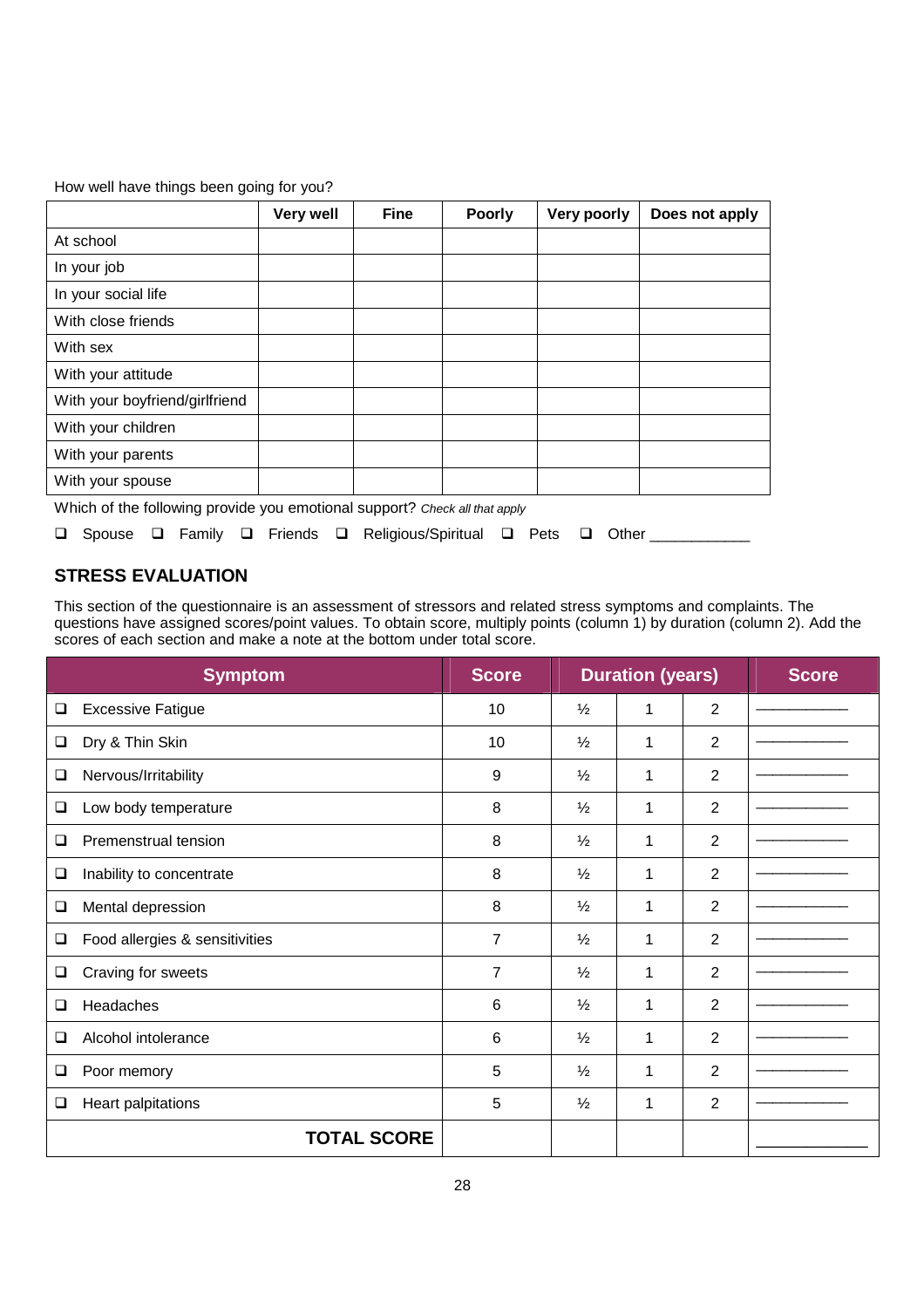How well have things been going for you?

| | Very well | Fine | Poorly | Very poorly | Does not apply |
|---|---|---|---|---|---|
| At school | | | | | |
| In your job | | | | | |
| In your social life | | | | | |
| With close friends | | | | | |
| With sex | | | | | |
| With your attitude | | | | | |
| With your boyfriend/girlfriend | | | | | |
| With your children | | | | | |
| With your parents | | | | | |
| With your spouse | | | | | |

Which of the following provide you emotional support? *Check all that apply*

❑ Spouse ❑ Family ❑ Friends ❑ Religious/Spiritual ❑ Pets ❑ Other ___________

## STRESS EVALUATION

This section of the questionnaire is an assessment of stressors and related stress symptoms and complaints. The questions have assigned scores/point values. To obtain score, multiply points (column 1) by duration (column 2). Add the scores of each section and make a note at the bottom under total score.

| Symptom | Score | Duration (years) | | | Score |
|---|---|---|---|---|---|
| ❑ Excessive Fatigue | 10 | ½ | 1 | 2 | ________ |
| ❑ Dry & Thin Skin | 10 | ½ | 1 | 2 | ________ |
| ❑ Nervous/Irritability | 9 | ½ | 1 | 2 | ________ |
| ❑ Low body temperature | 8 | ½ | 1 | 2 | ________ |
| ❑ Premenstrual tension | 8 | ½ | 1 | 2 | ________ |
| ❑ Inability to concentrate | 8 | ½ | 1 | 2 | ________ |
| ❑ Mental depression | 8 | ½ | 1 | 2 | ________ |
| ❑ Food allergies & sensitivities | 7 | ½ | 1 | 2 | ________ |
| ❑ Craving for sweets | 7 | ½ | 1 | 2 | ________ |
| ❑ Headaches | 6 | ½ | 1 | 2 | ________ |
| ❑ Alcohol intolerance | 6 | ½ | 1 | 2 | ________ |
| ❑ Poor memory | 5 | ½ | 1 | 2 | ________ |
| ❑ Heart palpitations | 5 | ½ | 1 | 2 | ________ |
| **TOTAL SCORE** | | | | | ________ |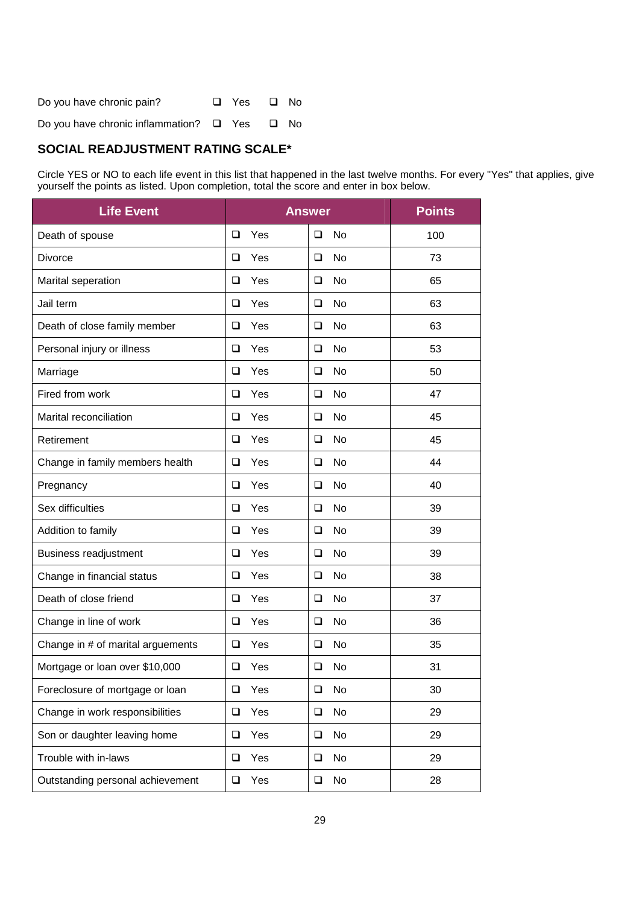Do you have chronic pain? ❑ Yes ❑ No

Do you have chronic inflammation? ❑ Yes ❑ No

## SOCIAL READJUSTMENT RATING SCALE*

Circle YES or NO to each life event in this list that happened in the last twelve months. For every "Yes" that applies, give yourself the points as listed. Upon completion, total the score and enter in box below.

| Life Event | Answer | | Points |
|---|---|---|---|
| Death of spouse | ❑ Yes | ❑ No | 100 |
| Divorce | ❑ Yes | ❑ No | 73 |
| Marital seperation | ❑ Yes | ❑ No | 65 |
| Jail term | ❑ Yes | ❑ No | 63 |
| Death of close family member | ❑ Yes | ❑ No | 63 |
| Personal injury or illness | ❑ Yes | ❑ No | 53 |
| Marriage | ❑ Yes | ❑ No | 50 |
| Fired from work | ❑ Yes | ❑ No | 47 |
| Marital reconciliation | ❑ Yes | ❑ No | 45 |
| Retirement | ❑ Yes | ❑ No | 45 |
| Change in family members health | ❑ Yes | ❑ No | 44 |
| Pregnancy | ❑ Yes | ❑ No | 40 |
| Sex difficulties | ❑ Yes | ❑ No | 39 |
| Addition to family | ❑ Yes | ❑ No | 39 |
| Business readjustment | ❑ Yes | ❑ No | 39 |
| Change in financial status | ❑ Yes | ❑ No | 38 |
| Death of close friend | ❑ Yes | ❑ No | 37 |
| Change in line of work | ❑ Yes | ❑ No | 36 |
| Change in # of marital arguements | ❑ Yes | ❑ No | 35 |
| Mortgage or loan over $10,000 | ❑ Yes | ❑ No | 31 |
| Foreclosure of mortgage or loan | ❑ Yes | ❑ No | 30 |
| Change in work responsibilities | ❑ Yes | ❑ No | 29 |
| Son or daughter leaving home | ❑ Yes | ❑ No | 29 |
| Trouble with in-laws | ❑ Yes | ❑ No | 29 |
| Outstanding personal achievement | ❑ Yes | ❑ No | 28 |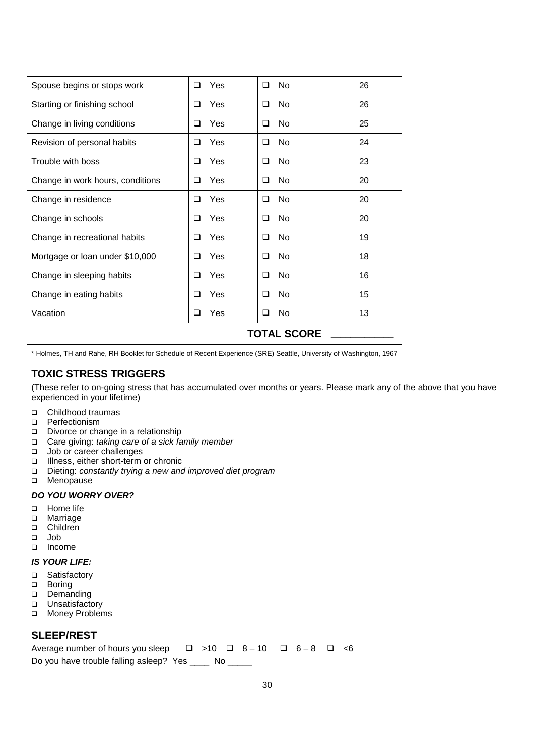| | | | |
|---|---|---|---|
| Spouse begins or stops work | ❑ Yes | ❑ No | 26 |
| Starting or finishing school | ❑ Yes | ❑ No | 26 |
| Change in living conditions | ❑ Yes | ❑ No | 25 |
| Revision of personal habits | ❑ Yes | ❑ No | 24 |
| Trouble with boss | ❑ Yes | ❑ No | 23 |
| Change in work hours, conditions | ❑ Yes | ❑ No | 20 |
| Change in residence | ❑ Yes | ❑ No | 20 |
| Change in schools | ❑ Yes | ❑ No | 20 |
| Change in recreational habits | ❑ Yes | ❑ No | 19 |
| Mortgage or loan under $10,000 | ❑ Yes | ❑ No | 18 |
| Change in sleeping habits | ❑ Yes | ❑ No | 16 |
| Change in eating habits | ❑ Yes | ❑ No | 15 |
| Vacation | ❑ Yes | ❑ No | 13 |
| | | **TOTAL SCORE** | ____________ |

* Holmes, TH and Rahe, RH Booklet for Schedule of Recent Experience (SRE) Seattle, University of Washington, 1967

## TOXIC STRESS TRIGGERS

(These refer to on-going stress that has accumulated over months or years. Please mark any of the above that you have experienced in your lifetime)

- ❑ Childhood traumas
- ❑ Perfectionism
- ❑ Divorce or change in a relationship
- ❑ Care giving: *taking care of a sick family member*
- ❑ Job or career challenges
- ❑ Illness, either short-term or chronic
- ❑ Dieting: *constantly trying a new and improved diet program*
- ❑ Menopause

### *DO YOU WORRY OVER?*

- ❑ Home life
- ❑ Marriage
- ❑ Children
- ❑ Job
- ❑ Income

### *IS YOUR LIFE:*

- ❑ Satisfactory
- ❑ Boring
- ❑ Demanding
- ❑ Unsatisfactory
- ❑ Money Problems

## SLEEP/REST

Average number of hours you sleep ❑ >10 ❑ 8 – 10 ❑ 6 – 8 ❑ <6

Do you have trouble falling asleep? Yes ____ No _____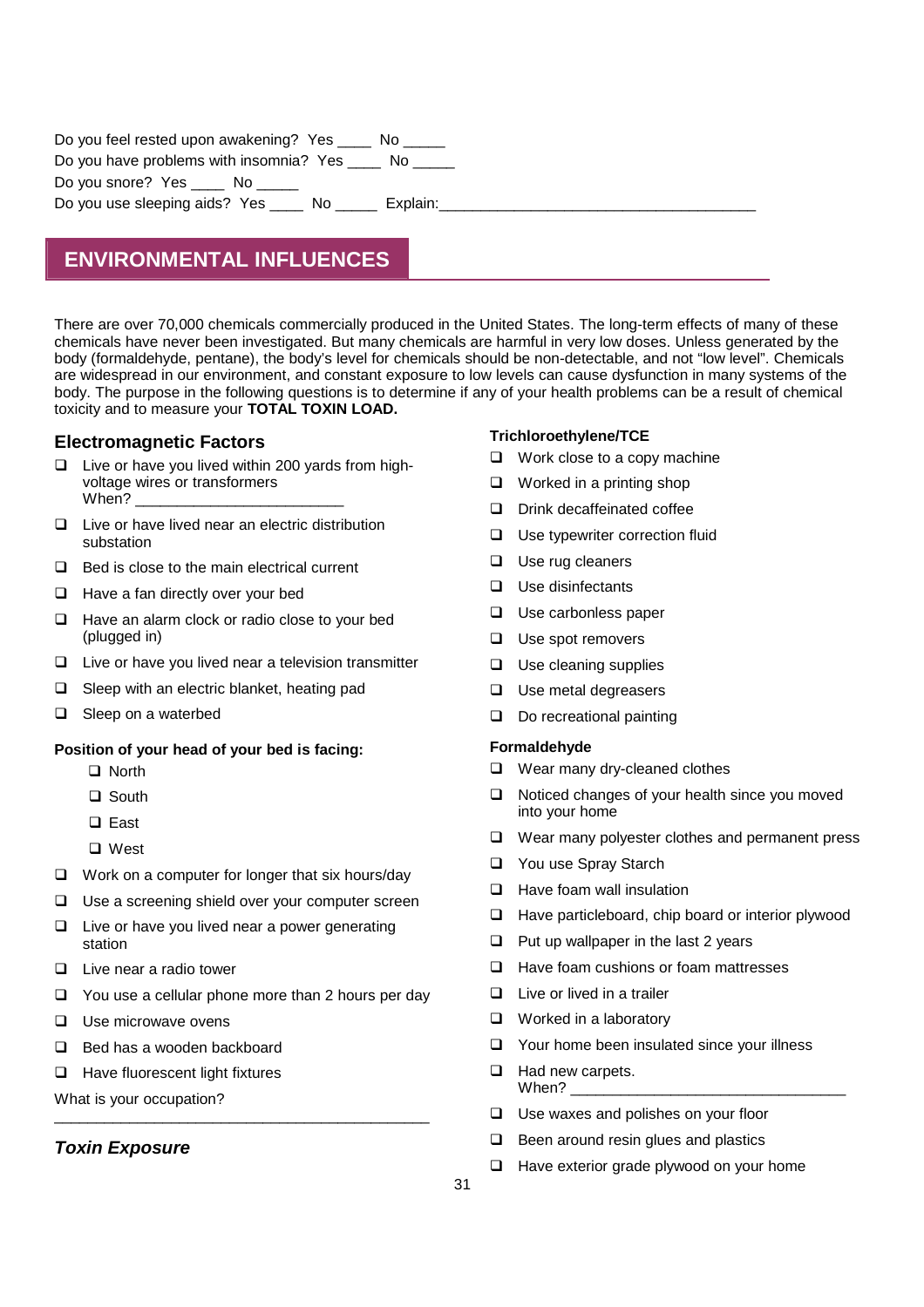Do you feel rested upon awakening? Yes ____ No _____
Do you have problems with insomnia? Yes ____ No _____
Do you snore? Yes ____ No _____
Do you use sleeping aids? Yes ____ No _____ Explain:_______________________________________

## ENVIRONMENTAL INFLUENCES

There are over 70,000 chemicals commercially produced in the United States. The long-term effects of many of these chemicals have never been investigated. But many chemicals are harmful in very low doses. Unless generated by the body (formaldehyde, pentane), the body's level for chemicals should be non-detectable, and not "low level". Chemicals are widespread in our environment, and constant exposure to low levels can cause dysfunction in many systems of the body. The purpose in the following questions is to determine if any of your health problems can be a result of chemical toxicity and to measure your **TOTAL TOXIN LOAD.**

### Electromagnetic Factors

- ❑ Live or have you lived within 200 yards from high-voltage wires or transformers
  When? ________________________
- ❑ Live or have lived near an electric distribution substation
- ❑ Bed is close to the main electrical current
- ❑ Have a fan directly over your bed
- ❑ Have an alarm clock or radio close to your bed (plugged in)
- ❑ Live or have you lived near a television transmitter
- ❑ Sleep with an electric blanket, heating pad
- ❑ Sleep on a waterbed

**Position of your head of your bed is facing:**

- ❑ North
- ❑ South
- ❑ East
- ❑ West

- ❑ Work on a computer for longer that six hours/day
- ❑ Use a screening shield over your computer screen
- ❑ Live or have you lived near a power generating station
- ❑ Live near a radio tower
- ❑ You use a cellular phone more than 2 hours per day
- ❑ Use microwave ovens
- ❑ Bed has a wooden backboard
- ❑ Have fluorescent light fixtures

What is your occupation?
_____________________________________________

### *Toxin Exposure*

**Trichloroethylene/TCE**

- ❑ Work close to a copy machine
- ❑ Worked in a printing shop
- ❑ Drink decaffeinated coffee
- ❑ Use typewriter correction fluid
- ❑ Use rug cleaners
- ❑ Use disinfectants
- ❑ Use carbonless paper
- ❑ Use spot removers
- ❑ Use cleaning supplies
- ❑ Use metal degreasers
- ❑ Do recreational painting

**Formaldehyde**

- ❑ Wear many dry-cleaned clothes
- ❑ Noticed changes of your health since you moved into your home
- ❑ Wear many polyester clothes and permanent press
- ❑ You use Spray Starch
- ❑ Have foam wall insulation
- ❑ Have particleboard, chip board or interior plywood
- ❑ Put up wallpaper in the last 2 years
- ❑ Have foam cushions or foam mattresses
- ❑ Live or lived in a trailer
- ❑ Worked in a laboratory
- ❑ Your home been insulated since your illness
- ❑ Had new carpets.
  When? ________________________________
- ❑ Use waxes and polishes on your floor
- ❑ Been around resin glues and plastics
- ❑ Have exterior grade plywood on your home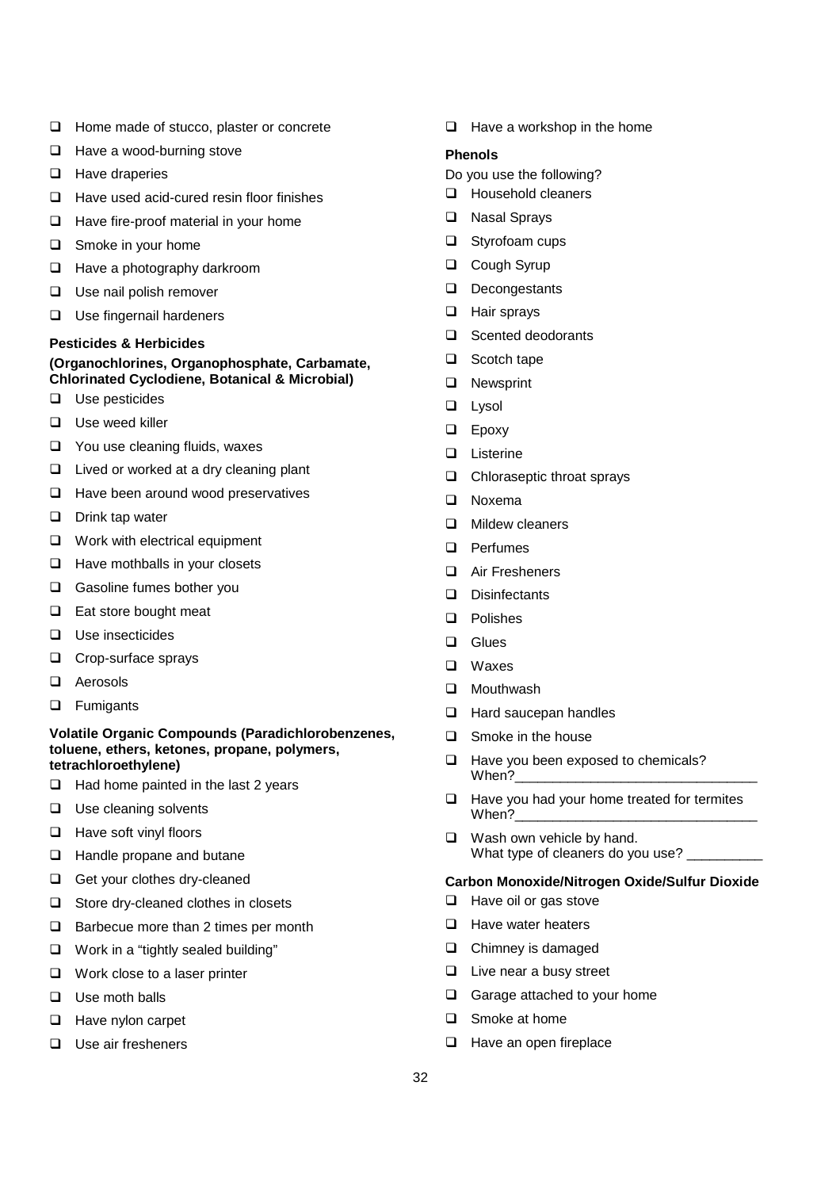- ❑ Home made of stucco, plaster or concrete
- ❑ Have a wood-burning stove
- ❑ Have draperies
- ❑ Have used acid-cured resin floor finishes
- ❑ Have fire-proof material in your home
- ❑ Smoke in your home
- ❑ Have a photography darkroom
- ❑ Use nail polish remover
- ❑ Use fingernail hardeners

**Pesticides & Herbicides**

**(Organochlorines, Organophosphate, Carbamate, Chlorinated Cyclodiene, Botanical & Microbial)**

- ❑ Use pesticides
- ❑ Use weed killer
- ❑ You use cleaning fluids, waxes
- ❑ Lived or worked at a dry cleaning plant
- ❑ Have been around wood preservatives
- ❑ Drink tap water
- ❑ Work with electrical equipment
- ❑ Have mothballs in your closets
- ❑ Gasoline fumes bother you
- ❑ Eat store bought meat
- ❑ Use insecticides
- ❑ Crop-surface sprays
- ❑ Aerosols
- ❑ Fumigants

**Volatile Organic Compounds (Paradichlorobenzenes, toluene, ethers, ketones, propane, polymers, tetrachloroethylene)**

- ❑ Had home painted in the last 2 years
- ❑ Use cleaning solvents
- ❑ Have soft vinyl floors
- ❑ Handle propane and butane
- ❑ Get your clothes dry-cleaned
- ❑ Store dry-cleaned clothes in closets
- ❑ Barbecue more than 2 times per month
- ❑ Work in a "tightly sealed building"
- ❑ Work close to a laser printer
- ❑ Use moth balls
- ❑ Have nylon carpet
- ❑ Use air fresheners
- ❑ Have a workshop in the home

**Phenols**

Do you use the following?

- ❑ Household cleaners
- ❑ Nasal Sprays
- ❑ Styrofoam cups
- ❑ Cough Syrup
- ❑ Decongestants
- ❑ Hair sprays
- ❑ Scented deodorants
- ❑ Scotch tape
- ❑ Newsprint
- ❑ Lysol
- ❑ Epoxy
- ❑ Listerine
- ❑ Chloraseptic throat sprays
- ❑ Noxema
- ❑ Mildew cleaners
- ❑ Perfumes
- ❑ Air Fresheners
- ❑ Disinfectants
- ❑ Polishes
- ❑ Glues
- ❑ Waxes
- ❑ Mouthwash
- ❑ Hard saucepan handles
- ❑ Smoke in the house
- ❑ Have you been exposed to chemicals? When?________________________________
- ❑ Have you had your home treated for termites When?________________________________
- ❑ Wash own vehicle by hand. What type of cleaners do you use? __________

**Carbon Monoxide/Nitrogen Oxide/Sulfur Dioxide**

- ❑ Have oil or gas stove
- ❑ Have water heaters
- ❑ Chimney is damaged
- ❑ Live near a busy street
- ❑ Garage attached to your home
- ❑ Smoke at home
- ❑ Have an open fireplace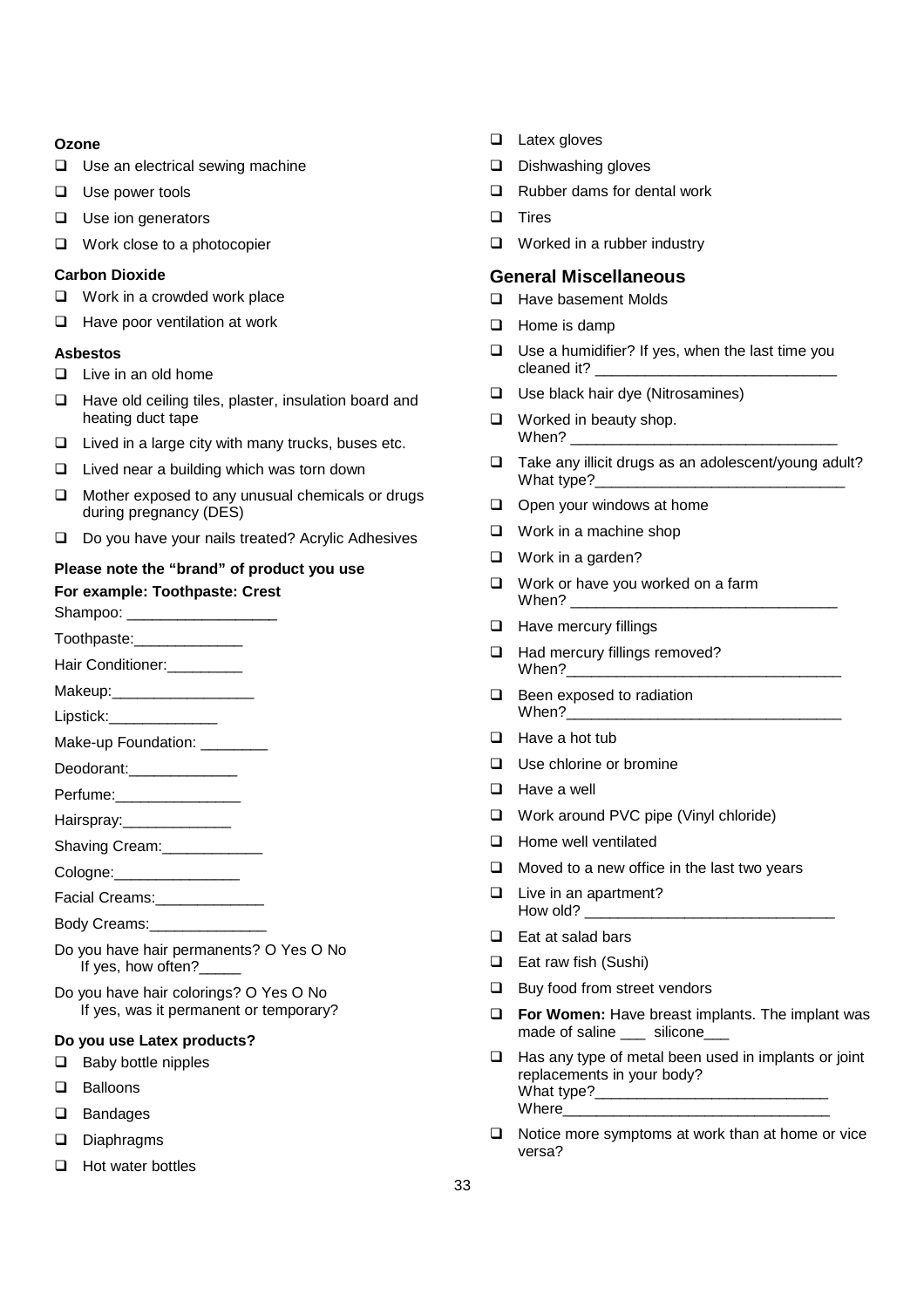**Ozone**

- ☐ Use an electrical sewing machine
- ☐ Use power tools
- ☐ Use ion generators
- ☐ Work close to a photocopier

**Carbon Dioxide**

- ☐ Work in a crowded work place
- ☐ Have poor ventilation at work

**Asbestos**

- ☐ Live in an old home
- ☐ Have old ceiling tiles, plaster, insulation board and heating duct tape
- ☐ Lived in a large city with many trucks, buses etc.
- ☐ Lived near a building which was torn down
- ☐ Mother exposed to any unusual chemicals or drugs during pregnancy (DES)
- ☐ Do you have your nails treated? Acrylic Adhesives

**Please note the "brand" of product you use**

**For example: Toothpaste: Crest**

Shampoo: _________________

Toothpaste:_____________

Hair Conditioner:_________

Makeup:_________________

Lipstick:_____________

Make-up Foundation: ________

Deodorant:_____________

Perfume:_______________

Hairspray:_____________

Shaving Cream:____________

Cologne:_______________

Facial Creams:_____________

Body Creams:______________

Do you have hair permanents? O Yes O No
If yes, how often?_____

Do you have hair colorings? O Yes O No
If yes, was it permanent or temporary?

**Do you use Latex products?**

- ☐ Baby bottle nipples
- ☐ Balloons
- ☐ Bandages
- ☐ Diaphragms
- ☐ Hot water bottles
- ☐ Latex gloves
- ☐ Dishwashing gloves
- ☐ Rubber dams for dental work
- ☐ Tires
- ☐ Worked in a rubber industry

## General Miscellaneous

- ☐ Have basement Molds
- ☐ Home is damp
- ☐ Use a humidifier? If yes, when the last time you cleaned it? _____________________________
- ☐ Use black hair dye (Nitrosamines)
- ☐ Worked in beauty shop. When? _______________________________
- ☐ Take any illicit drugs as an adolescent/young adult? What type?______________________________
- ☐ Open your windows at home
- ☐ Work in a machine shop
- ☐ Work in a garden?
- ☐ Work or have you worked on a farm When? _______________________________
- ☐ Have mercury fillings
- ☐ Had mercury fillings removed? When?________________________________
- ☐ Been exposed to radiation When?________________________________
- ☐ Have a hot tub
- ☐ Use chlorine or bromine
- ☐ Have a well
- ☐ Work around PVC pipe (Vinyl chloride)
- ☐ Home well ventilated
- ☐ Moved to a new office in the last two years
- ☐ Live in an apartment? How old? _____________________________
- ☐ Eat at salad bars
- ☐ Eat raw fish (Sushi)
- ☐ Buy food from street vendors
- ☐ **For Women:** Have breast implants. The implant was made of saline ___ silicone___
- ☐ Has any type of metal been used in implants or joint replacements in your body? What type?____________________________ Where________________________________
- ☐ Notice more symptoms at work than at home or vice versa?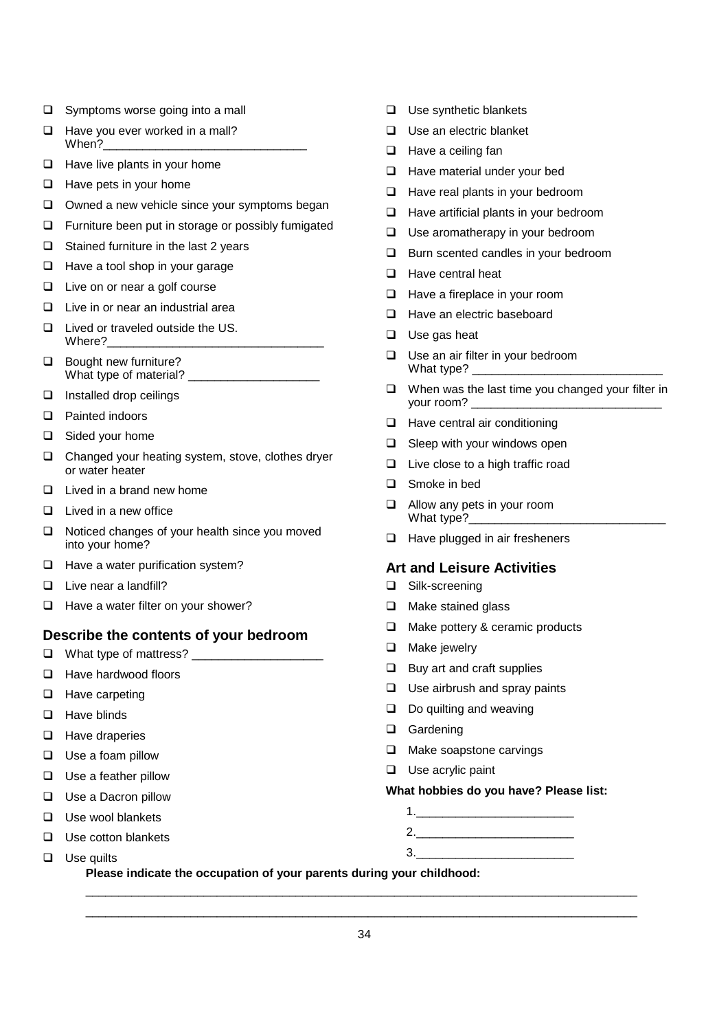- ☐ Symptoms worse going into a mall
- ☐ Have you ever worked in a mall? When?______________________________
- ☐ Have live plants in your home
- ☐ Have pets in your home
- ☐ Owned a new vehicle since your symptoms began
- ☐ Furniture been put in storage or possibly fumigated
- ☐ Stained furniture in the last 2 years
- ☐ Have a tool shop in your garage
- ☐ Live on or near a golf course
- ☐ Live in or near an industrial area
- ☐ Lived or traveled outside the US. Where?________________________________
- ☐ Bought new furniture? What type of material? ___________________
- ☐ Installed drop ceilings
- ☐ Painted indoors
- ☐ Sided your home
- ☐ Changed your heating system, stove, clothes dryer or water heater
- ☐ Lived in a brand new home
- ☐ Lived in a new office
- ☐ Noticed changes of your health since you moved into your home?
- ☐ Have a water purification system?
- ☐ Live near a landfill?
- ☐ Have a water filter on your shower?

## Describe the contents of your bedroom

- ☐ What type of mattress? ___________________
- ☐ Have hardwood floors
- ☐ Have carpeting
- ☐ Have blinds
- ☐ Have draperies
- ☐ Use a foam pillow
- ☐ Use a feather pillow
- ☐ Use a Dacron pillow
- ☐ Use wool blankets
- ☐ Use cotton blankets
- ☐ Use quilts
- ☐ Use synthetic blankets
- ☐ Use an electric blanket
- ☐ Have a ceiling fan
- ☐ Have material under your bed
- ☐ Have real plants in your bedroom
- ☐ Have artificial plants in your bedroom
- ☐ Use aromatherapy in your bedroom
- ☐ Burn scented candles in your bedroom
- ☐ Have central heat
- ☐ Have a fireplace in your room
- ☐ Have an electric baseboard
- ☐ Use gas heat
- ☐ Use an air filter in your bedroom What type? ____________________________
- ☐ When was the last time you changed your filter in your room? ____________________________
- ☐ Have central air conditioning
- ☐ Sleep with your windows open
- ☐ Live close to a high traffic road
- ☐ Smoke in bed
- ☐ Allow any pets in your room What type?_____________________________
- ☐ Have plugged in air fresheners

## Art and Leisure Activities

- ☐ Silk-screening
- ☐ Make stained glass
- ☐ Make pottery & ceramic products
- ☐ Make jewelry
- ☐ Buy art and craft supplies
- ☐ Use airbrush and spray paints
- ☐ Do quilting and weaving
- ☐ Gardening
- ☐ Make soapstone carvings
- ☐ Use acrylic paint

**What hobbies do you have? Please list:**

1.______________________

2.______________________

3.______________________

**Please indicate the occupation of your parents during your childhood:**

________________________________________________________________________________

________________________________________________________________________________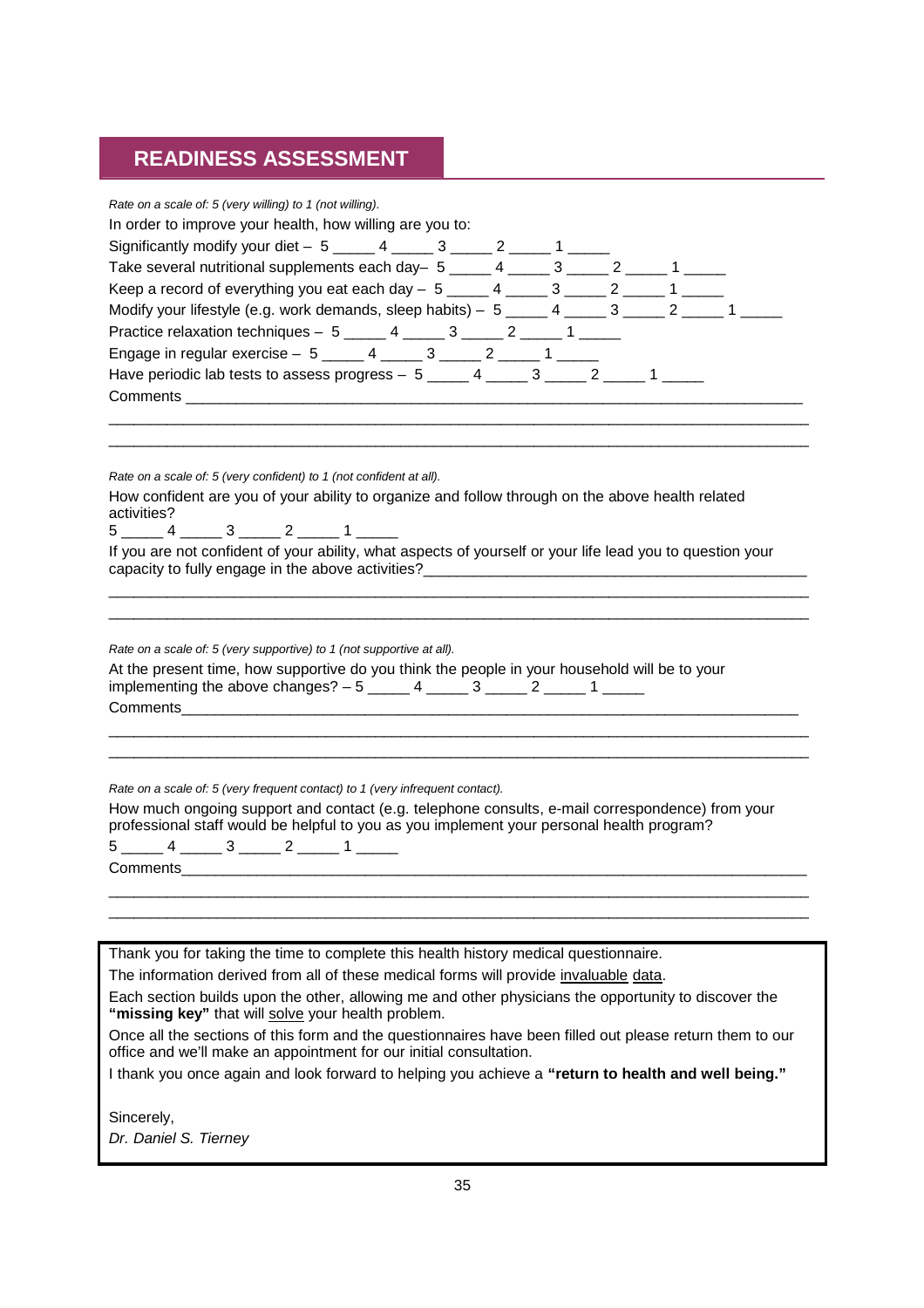## READINESS ASSESSMENT

*Rate on a scale of: 5 (very willing) to 1 (not willing).*

In order to improve your health, how willing are you to:

Significantly modify your diet – 5 _____ 4 _____ 3 _____ 2 _____ 1 _____

Take several nutritional supplements each day– 5 _____ 4 _____ 3 _____ 2 _____ 1 _____

Keep a record of everything you eat each day – 5 _____ 4 _____ 3 _____ 2 _____ 1 _____

Modify your lifestyle (e.g. work demands, sleep habits) – 5 _____ 4 _____ 3 _____ 2 _____ 1 _____

Practice relaxation techniques – 5 _____ 4 _____ 3 _____ 2 _____ 1 _____

Engage in regular exercise – 5 _____ 4 _____ 3 _____ 2 _____ 1 _____

Have periodic lab tests to assess progress – 5 _____ 4 _____ 3 _____ 2 _____ 1 _____

Comments ______________________________________________________________________

________________________________________________________________________________

________________________________________________________________________________

*Rate on a scale of: 5 (very confident) to 1 (not confident at all).*

How confident are you of your ability to organize and follow through on the above health related activities?

5 _____ 4 _____ 3 _____ 2 _____ 1 _____

If you are not confident of your ability, what aspects of yourself or your life lead you to question your capacity to fully engage in the above activities?_____________________________________________

________________________________________________________________________________

________________________________________________________________________________

*Rate on a scale of: 5 (very supportive) to 1 (not supportive at all).*

At the present time, how supportive do you think the people in your household will be to your implementing the above changes? – 5 _____ 4 _____ 3 _____ 2 _____ 1 _____

Comments______________________________________________________________________

________________________________________________________________________________

________________________________________________________________________________

*Rate on a scale of: 5 (very frequent contact) to 1 (very infrequent contact).*

How much ongoing support and contact (e.g. telephone consults, e-mail correspondence) from your professional staff would be helpful to you as you implement your personal health program?

5 _____ 4 _____ 3 _____ 2 _____ 1 _____

Comments______________________________________________________________________

________________________________________________________________________________

________________________________________________________________________________

Thank you for taking the time to complete this health history medical questionnaire.

The information derived from all of these medical forms will provide invaluable data.

Each section builds upon the other, allowing me and other physicians the opportunity to discover the **"missing key"** that will solve your health problem.

Once all the sections of this form and the questionnaires have been filled out please return them to our office and we'll make an appointment for our initial consultation.

I thank you once again and look forward to helping you achieve a **"return to health and well being."**

Sincerely,

*Dr. Daniel S. Tierney*